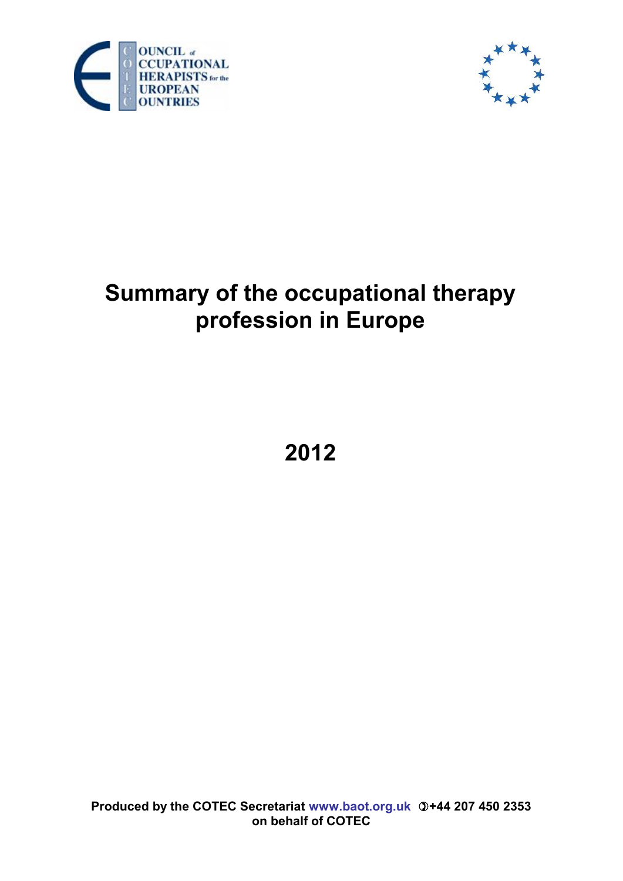COUNCIL of OCCUPATIONAL THERAPISTS for the EUROPEAN COUNTRIES

# Summary of the occupational therapy profession in Europe

# 2012

**Produced by the COTEC Secretariat www.baot.org.uk +44 207 450 2353 on behalf of COTEC**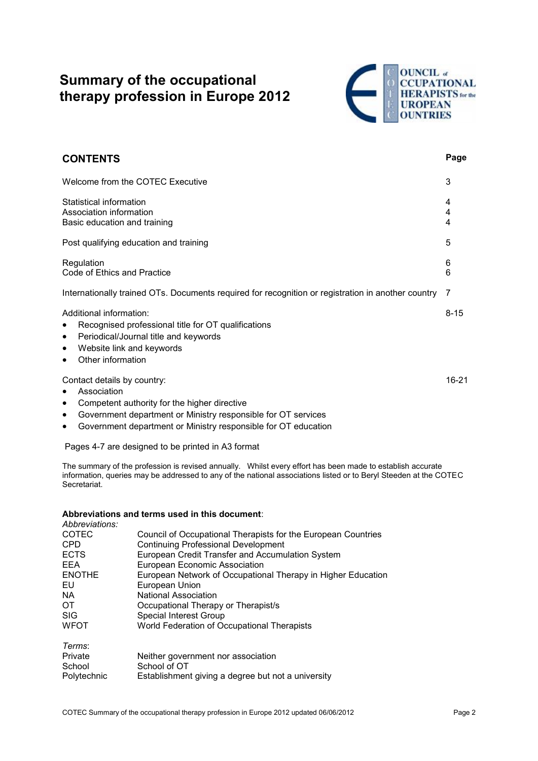# Summary of the occupational therapy profession in Europe 2012

COUNCIL of OCCUPATIONAL THERAPISTS for the EUROPEAN COUNTRIES

## CONTENTS

| | Page |
|---|---|
| Welcome from the COTEC Executive | 3 |
| Statistical information | 4 |
| Association information | 4 |
| Basic education and training | 4 |
| Post qualifying education and training | 5 |
| Regulation | 6 |
| Code of Ethics and Practice | 6 |
| Internationally trained OTs. Documents required for recognition or registration in another country | 7 |
| Additional information: | 8-15 |
| Contact details by country: | 16-21 |

Additional information:

- Recognised professional title for OT qualifications
- Periodical/Journal title and keywords
- Website link and keywords
- Other information

Contact details by country:

- Association
- Competent authority for the higher directive
- Government department or Ministry responsible for OT services
- Government department or Ministry responsible for OT education

Pages 4-7 are designed to be printed in A3 format

The summary of the profession is revised annually. Whilst every effort has been made to establish accurate information, queries may be addressed to any of the national associations listed or to Beryl Steeden at the COTEC Secretariat.

**Abbreviations and terms used in this document**:

*Abbreviations:*

| | |
|---|---|
| COTEC | Council of Occupational Therapists for the European Countries |
| CPD | Continuing Professional Development |
| ECTS | European Credit Transfer and Accumulation System |
| EEA | European Economic Association |
| ENOTHE | European Network of Occupational Therapy in Higher Education |
| EU | European Union |
| NA | National Association |
| OT | Occupational Therapy or Therapist/s |
| SIG | Special Interest Group |
| WFOT | World Federation of Occupational Therapists |

*Terms*:

| | |
|---|---|
| Private | Neither government nor association |
| School | School of OT |
| Polytechnic | Establishment giving a degree but not a university |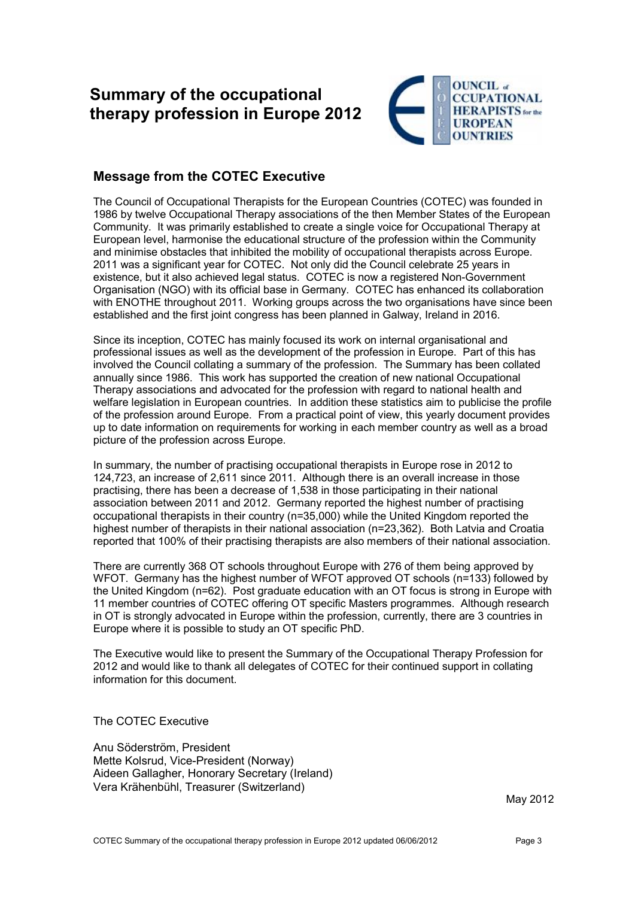# Summary of the occupational therapy profession in Europe 2012

## Message from the COTEC Executive

The Council of Occupational Therapists for the European Countries (COTEC) was founded in 1986 by twelve Occupational Therapy associations of the then Member States of the European Community. It was primarily established to create a single voice for Occupational Therapy at European level, harmonise the educational structure of the profession within the Community and minimise obstacles that inhibited the mobility of occupational therapists across Europe. 2011 was a significant year for COTEC. Not only did the Council celebrate 25 years in existence, but it also achieved legal status. COTEC is now a registered Non-Government Organisation (NGO) with its official base in Germany. COTEC has enhanced its collaboration with ENOTHE throughout 2011. Working groups across the two organisations have since been established and the first joint congress has been planned in Galway, Ireland in 2016.

Since its inception, COTEC has mainly focused its work on internal organisational and professional issues as well as the development of the profession in Europe. Part of this has involved the Council collating a summary of the profession. The Summary has been collated annually since 1986. This work has supported the creation of new national Occupational Therapy associations and advocated for the profession with regard to national health and welfare legislation in European countries. In addition these statistics aim to publicise the profile of the profession around Europe. From a practical point of view, this yearly document provides up to date information on requirements for working in each member country as well as a broad picture of the profession across Europe.

In summary, the number of practising occupational therapists in Europe rose in 2012 to 124,723, an increase of 2,611 since 2011. Although there is an overall increase in those practising, there has been a decrease of 1,538 in those participating in their national association between 2011 and 2012. Germany reported the highest number of practising occupational therapists in their country (n=35,000) while the United Kingdom reported the highest number of therapists in their national association (n=23,362). Both Latvia and Croatia reported that 100% of their practising therapists are also members of their national association.

There are currently 368 OT schools throughout Europe with 276 of them being approved by WFOT. Germany has the highest number of WFOT approved OT schools (n=133) followed by the United Kingdom (n=62). Post graduate education with an OT focus is strong in Europe with 11 member countries of COTEC offering OT specific Masters programmes. Although research in OT is strongly advocated in Europe within the profession, currently, there are 3 countries in Europe where it is possible to study an OT specific PhD.

The Executive would like to present the Summary of the Occupational Therapy Profession for 2012 and would like to thank all delegates of COTEC for their continued support in collating information for this document.

The COTEC Executive

Anu Söderström, President
Mette Kolsrud, Vice-President (Norway)
Aideen Gallagher, Honorary Secretary (Ireland)
Vera Krähenbühl, Treasurer (Switzerland)

May 2012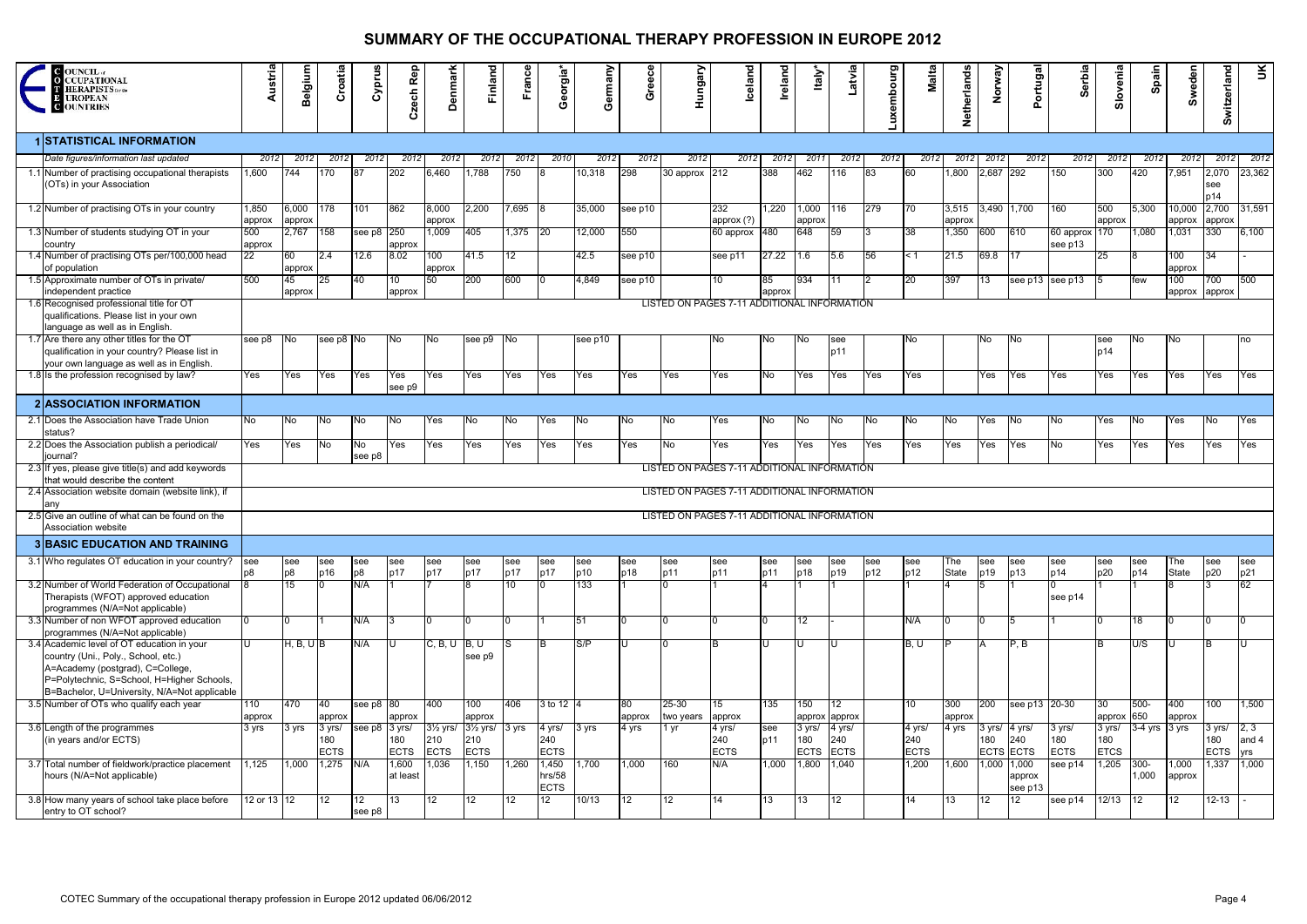# SUMMARY OF THE OCCUPATIONAL THERAPY PROFESSION IN EUROPE 2012

| COUNCIL OF OCCUPATIONAL THERAPISTS FOR THE EUROPEAN COUNTRIES | Austria | Belgium | Croatia | Cyprus | Czech Rep | Denmark | Finland | France | Georgia* | Germany | Greece | Hungary | Iceland | Ireland | Italy* | Latvia | Luxembourg | Malta | Netherlands | Norway | Portugal | Serbia | Slovenia | Spain | Sweden | Switzerland | UK |
|---|---|---|---|---|---|---|---|---|---|---|---|---|---|---|---|---|---|---|---|---|---|---|---|---|---|---|---|
| **1 STATISTICAL INFORMATION** | | | | | | | | | | | | | | | | | | | | | | | | | | | |
| *Date figures/information last updated* | 2012 | 2012 | 2012 | 2012 | 2012 | 2012 | 2012 | 2012 | 2010 | 2012 | 2012 | 2012 | 2012 | 2012 | 2011 | 2012 | 2012 | 2012 | 2012 | 2012 | 2012 | 2012 | 2012 | 2012 | 2012 | 2012 | 2012 |
| 1.1 Number of practising occupational therapists (OTs) in your Association | 1,600 | 744 | 170 | 87 | 202 | 6,460 | 1,788 | 750 | 8 | 10,318 | 298 | 30 approx | 212 | 388 | 462 | 116 | 83 | 60 | 1,800 | 2,687 | 292 | 150 | 300 | 420 | 7,951 | 2,070 see p14 | 23,362 |
| 1.2 Number of practising OTs in your country | 1,850 approx | 6,000 approx | 178 | 101 | 862 | 8,000 approx | 2,200 | 7,695 | 8 | 35,000 | see p10 | | 232 approx (?) | 1,220 | 1,000 approx | 116 | 279 | 70 | 3,515 approx | 3,490 | 1,700 | 160 | 500 approx | 5,300 | 10,000 approx | 2,700 approx | 31,591 |
| 1.3 Number of students studying OT in your country | 500 approx | 2,767 | 158 | see p8 | 250 approx | 1,009 | 405 | 1,375 | 20 | 12,000 | 550 | | 60 approx | 480 | 648 | 59 | 3 | 38 | 1,350 | 600 | 610 | 60 approx see p13 | 170 | 1,080 | 1,031 | 330 | 6,100 |
| 1.4 Number of practising OTs per/100,000 head of population | 22 | 60 approx | 2.4 | 12.6 | 8.02 | 100 approx | 41.5 | 12 | | 42.5 | see p10 | | see p11 | 27.22 | 1.6 | 5.6 | 56 | < 1 | 21.5 | 69.8 | 17 | | 25 | 8 | 100 approx | 34 | - |
| 1.5 Approximate number of OTs in private/ independent practice | 500 | 45 approx | 25 | 40 | 10 approx | 50 | 200 | 600 | 0 | 4,849 | see p10 | | 10 | 85 approx | 934 | 11 | 2 | 20 | 397 | 13 | see p13 | see p13 | 5 | few | 100 approx | 700 approx | 500 |
| 1.6 Recognised professional title for OT qualifications. Please list in your own language as well as in English. | LISTED ON PAGES 7-11 ADDITIONAL INFORMATION | | | | | | | | | | | | | | | | | | | | | | | | | | |
| 1.7 Are there any other titles for the OT qualification in your country? Please list in your own language as well as in English. | see p8 | No | see p8 | No | No | No | see p9 | No | | see p10 | | | No | No | No | see p11 | | No | | No | No | | see p14 | No | No | | no |
| 1.8 Is the profession recognised by law? | Yes | Yes | Yes | Yes | Yes see p9 | Yes | Yes | Yes | Yes | Yes | Yes | Yes | Yes | No | Yes | Yes | Yes | Yes | | Yes | Yes | Yes | Yes | Yes | Yes | Yes | Yes |
| **2 ASSOCIATION INFORMATION** | | | | | | | | | | | | | | | | | | | | | | | | | | | |
| 2.1 Does the Association have Trade Union status? | No | No | No | No | No | Yes | No | No | Yes | No | No | No | Yes | No | No | No | No | No | No | Yes | No | No | Yes | No | Yes | No | Yes |
| 2.2 Does the Association publish a periodical/ journal? | Yes | Yes | No | No see p8 | Yes | Yes | Yes | Yes | Yes | Yes | Yes | No | Yes | Yes | Yes | Yes | Yes | Yes | Yes | Yes | Yes | No | Yes | Yes | Yes | Yes | Yes |
| 2.3 If yes, please give title(s) and add keywords that would describe the content | LISTED ON PAGES 7-11 ADDITIONAL INFORMATION | | | | | | | | | | | | | | | | | | | | | | | | | | |
| 2.4 Association website domain (website link), if any | LISTED ON PAGES 7-11 ADDITIONAL INFORMATION | | | | | | | | | | | | | | | | | | | | | | | | | | |
| 2.5 Give an outline of what can be found on the Association website | LISTED ON PAGES 7-11 ADDITIONAL INFORMATION | | | | | | | | | | | | | | | | | | | | | | | | | | |
| **3 BASIC EDUCATION AND TRAINING** | | | | | | | | | | | | | | | | | | | | | | | | | | | |
| 3.1 Who regulates OT education in your country? | see p8 | see p8 | see p16 | see p8 | see p17 | see p17 | see p17 | see p17 | see p17 | see p10 | see p18 | see p11 | see p11 | see p11 | see p18 | see p19 | see p12 | see p12 | The State | see p19 | see p13 | see p14 | see p20 | see p14 | The State | see p20 | see p21 |
| 3.2 Number of World Federation of Occupational Therapists (WFOT) approved education programmes (N/A=Not applicable) | 8 | 15 | 0 | N/A | 1 | 7 | 8 | 10 | 0 | 133 | 1 | 0 | 1 | 4 | 1 | 1 | | 1 | 4 | 5 | 1 | 0 see p14 | 1 | 1 | 8 | 3 | 62 |
| 3.3 Number of non WFOT approved education programmes (N/A=Not applicable) | 0 | 0 | 1 | N/A | 3 | 0 | 0 | 0 | 1 | 51 | 0 | 0 | 0 | 0 | 12 | - | | N/A | 0 | 0 | 5 | 1 | 0 | 18 | 0 | 0 | 0 |
| 3.4 Academic level of OT education in your country (Uni., Poly., School, etc.) A=Academy (postgrad), C=College, P=Polytechnic, S=School, H=Higher Schools, B=Bachelor, U=University, N/A=Not applicable | U | H, B, U | B | N/A | U | C, B, U | B, U see p9 | S | B | S/P | U | 0 | B | U | U | U | | B, U | P | A | P, B | | B | U/S | U | B | U |
| 3.5 Number of OTs who qualify each year | 110 approx | 470 | 40 approx | see p8 | 80 approx | 400 | 100 approx | 406 | 3 to 12 | 4 | 80 approx | 25-30 two years | 15 approx | 135 | 150 approx | 12 approx | | 10 | 300 approx | 200 | see p13 | 20-30 | 30 approx | 500-650 | 400 approx | 100 | 1,500 |
| 3.6 Length of the programmes (in years and/or ECTS) | 3 yrs | 3 yrs | 3 yrs/ 180 ECTS | see p8 | 3 yrs/ 180 ECTS | 3½ yrs/ 210 ECTS | 3½ yrs/ 210 ECTS | 3 yrs | 4 yrs/ 240 ECTS | 3 yrs | 4 yrs | 1 yr | 4 yrs/ 240 ECTS | see p11 | 3 yrs/ 180 ECTS | 4 yrs/ 240 ECTS | | 4 yrs/ 240 ECTS | 4 yrs | 3 yrs/ 180 ECTS | 4 yrs/ 240 ECTS | 3 yrs/ 180 ECTS | 3 yrs/ 180 ECTS | 3-4 yrs | 3 yrs | 3 yrs/ 180 ECTS | 2, 3 and 4 yrs |
| 3.7 Total number of fieldwork/practice placement hours (N/A=Not applicable) | 1,125 | 1,000 | 1,275 | N/A | 1,600 at least | 1,036 | 1,150 | 1,260 | 1,450 hrs/58 ECTS | 1,700 | 1,000 | 160 | N/A | 1,000 | 1,800 | 1,040 | | 1,200 | 1,600 | 1,000 | 1,000 approx see p13 | see p14 | 1,205 | 300-1,000 | 1,000 approx | 1,337 | 1,000 |
| 3.8 How many years of school take place before entry to OT school? | 12 or 13 | 12 | 12 | 12 see p8 | 13 | 12 | 12 | 12 | 12 | 10/13 | 12 | 12 | 14 | 13 | 13 | 12 | | 14 | 13 | 12 | 12 | see p14 | 12/13 | 12 | 12 | 12-13 | - |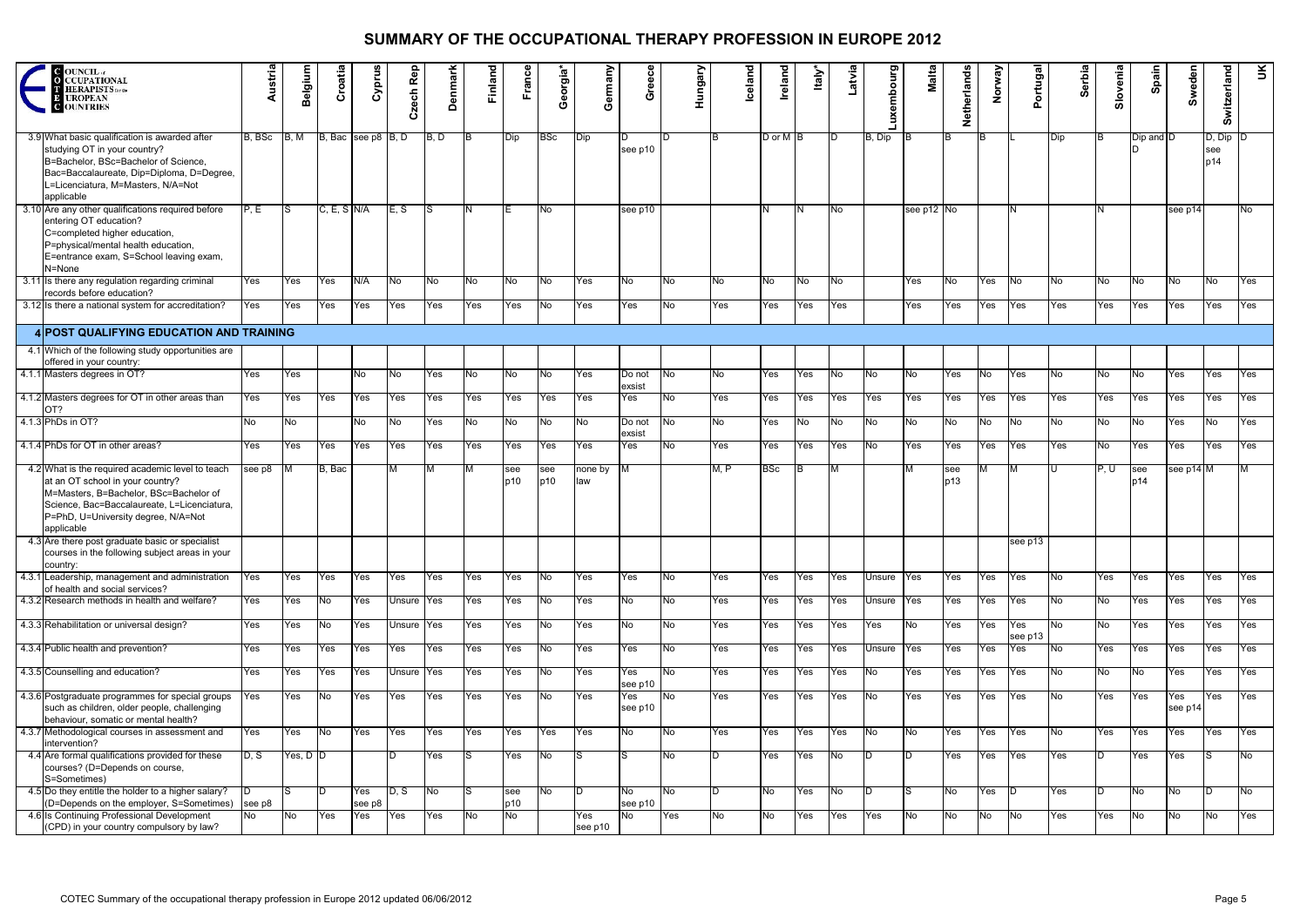# SUMMARY OF THE OCCUPATIONAL THERAPY PROFESSION IN EUROPE 2012

| COUNCIL of OCCUPATIONAL THERAPISTS for the EUROPEAN COUNTRIES | Austria | Belgium | Croatia | Cyprus | Czech Rep | Denmark | Finland | France | Georgia* | Germany | Greece | Hungary | Iceland | Ireland | Italy* | Latvia | Luxembourg | Malta | Netherlands | Norway | Portugal | Serbia | Slovenia | Spain | Sweden | Switzerland | UK |
|---|---|---|---|---|---|---|---|---|---|---|---|---|---|---|---|---|---|---|---|---|---|---|---|---|---|---|---|
| 3.9 What basic qualification is awarded after studying OT in your country? B=Bachelor, BSc=Bachelor of Science, Bac=Baccalaureate, Dip=Diploma, D=Degree, L=Licenciatura, M=Masters, N/A=Not applicable | B, BSc | B, M | B, Bac | see p8 | B, D | B, D | B | Dip | BSc | Dip | D see p10 | D | B | D or M | B | D | B, Dip | B | B | B | L | Dip | B | Dip and D | D | D, Dip see p14 | D |
| 3.10 Are any other qualifications required before entering OT education? C=completed higher education, P=physical/mental health education, E=entrance exam, S=School leaving exam, N=None | P, E | S | C, E, S | N/A | E, S | S | N | E | No | | see p10 | | | N | N | No | | see p12 | No | | N | | N | | see p14 | | No |
| 3.11 Is there any regulation regarding criminal records before education? | Yes | Yes | Yes | N/A | No | No | No | No | No | Yes | No | No | No | No | No | No | | Yes | No | Yes | No | No | No | No | No | No | Yes |
| 3.12 Is there a national system for accreditation? | Yes | Yes | Yes | Yes | Yes | Yes | Yes | Yes | No | Yes | Yes | No | Yes | Yes | Yes | Yes | | Yes | Yes | Yes | Yes | Yes | Yes | Yes | Yes | Yes | Yes |
| **4 POST QUALIFYING EDUCATION AND TRAINING** | | | | | | | | | | | | | | | | | | | | | | | | | | | |
| 4.1 Which of the following study opportunities are offered in your country: | | | | | | | | | | | | | | | | | | | | | | | | | | | |
| 4.1.1 Masters degrees in OT? | Yes | Yes | | No | No | Yes | No | No | No | Yes | Do not exsist | No | No | Yes | Yes | No | No | No | Yes | No | Yes | No | No | No | Yes | Yes | Yes |
| 4.1.2 Masters degrees for OT in other areas than OT? | Yes | Yes | Yes | Yes | Yes | Yes | Yes | Yes | Yes | Yes | Yes | No | Yes | Yes | Yes | Yes | Yes | Yes | Yes | Yes | Yes | Yes | Yes | Yes | Yes | Yes | Yes |
| 4.1.3 PhDs in OT? | No | No | | No | No | Yes | No | No | No | No | Do not exsist | No | No | Yes | No | No | No | No | No | No | No | No | No | No | Yes | No | Yes |
| 4.1.4 PhDs for OT in other areas? | Yes | Yes | Yes | Yes | Yes | Yes | Yes | Yes | Yes | Yes | Yes | No | Yes | Yes | Yes | Yes | No | Yes | Yes | Yes | Yes | Yes | No | Yes | Yes | Yes | Yes |
| 4.2 What is the required academic level to teach at an OT school in your country? M=Masters, B=Bachelor, BSc=Bachelor of Science, Bac=Baccalaureate, L=Licenciatura, P=PhD, U=University degree, N/A=Not applicable | see p8 | M | B, Bac | | M | M | M | see p10 | see p10 | none by law | M | | M, P | BSc | B | M | | M | see p13 | M | M | U | P, U | see p14 | see p14 | M | M |
| 4.3 Are there post graduate basic or specialist courses in the following subject areas in your country: | | | | | | | | | | | | | | | | | | | | | see p13 | | | | | | |
| 4.3.1 Leadership, management and administration of health and social services? | Yes | Yes | Yes | Yes | Yes | Yes | Yes | Yes | No | Yes | Yes | No | Yes | Yes | Yes | Yes | Unsure | Yes | Yes | Yes | Yes | No | Yes | Yes | Yes | Yes | Yes |
| 4.3.2 Research methods in health and welfare? | Yes | Yes | No | Yes | Unsure | Yes | Yes | Yes | No | Yes | No | No | Yes | Yes | Yes | Yes | Unsure | Yes | Yes | Yes | Yes | No | No | Yes | Yes | Yes | Yes |
| 4.3.3 Rehabilitation or universal design? | Yes | Yes | No | Yes | Unsure | Yes | Yes | Yes | No | Yes | No | No | Yes | Yes | Yes | Yes | Yes | No | Yes | Yes | Yes see p13 | No | No | Yes | Yes | Yes | Yes |
| 4.3.4 Public health and prevention? | Yes | Yes | Yes | Yes | Yes | Yes | Yes | Yes | No | Yes | Yes | No | Yes | Yes | Yes | Yes | Unsure | Yes | Yes | Yes | Yes | No | Yes | Yes | Yes | Yes | Yes |
| 4.3.5 Counselling and education? | Yes | Yes | Yes | Yes | Unsure | Yes | Yes | Yes | No | Yes | Yes see p10 | No | Yes | Yes | Yes | Yes | No | Yes | Yes | Yes | Yes | No | No | No | Yes | Yes | Yes |
| 4.3.6 Postgraduate programmes for special groups such as children, older people, challenging behaviour, somatic or mental health? | Yes | Yes | No | Yes | Yes | Yes | Yes | Yes | No | Yes | Yes see p10 | No | Yes | Yes | Yes | Yes | No | Yes | Yes | Yes | Yes | No | Yes | Yes | Yes see p14 | Yes | Yes |
| 4.3.7 Methodological courses in assessment and intervention? | Yes | Yes | No | Yes | Yes | Yes | Yes | Yes | Yes | Yes | No | No | Yes | Yes | Yes | Yes | No | No | Yes | Yes | Yes | No | Yes | Yes | Yes | Yes | Yes |
| 4.4 Are formal qualifications provided for these courses? (D=Depends on course, S=Sometimes) | D, S | Yes, D | D | | D | Yes | S | Yes | No | S | S | No | D | Yes | Yes | No | D | D | Yes | Yes | Yes | Yes | D | Yes | Yes | S | No |
| 4.5 Do they entitle the holder to a higher salary? (D=Depends on the employer, S=Sometimes) | D see p8 | S | D | Yes see p8 | D, S | No | S | see p10 | No | D | No see p10 | No | D | No | Yes | No | D | S | No | Yes | D | Yes | D | No | No | D | No |
| 4.6 Is Continuing Professional Development (CPD) in your country compulsory by law? | No | No | Yes | Yes | Yes | Yes | No | No | | Yes see p10 | No | Yes | No | No | Yes | Yes | Yes | No | No | No | No | Yes | Yes | No | No | No | Yes |

COTEC Summary of the occupational therapy profession in Europe 2012 updated 06/06/2012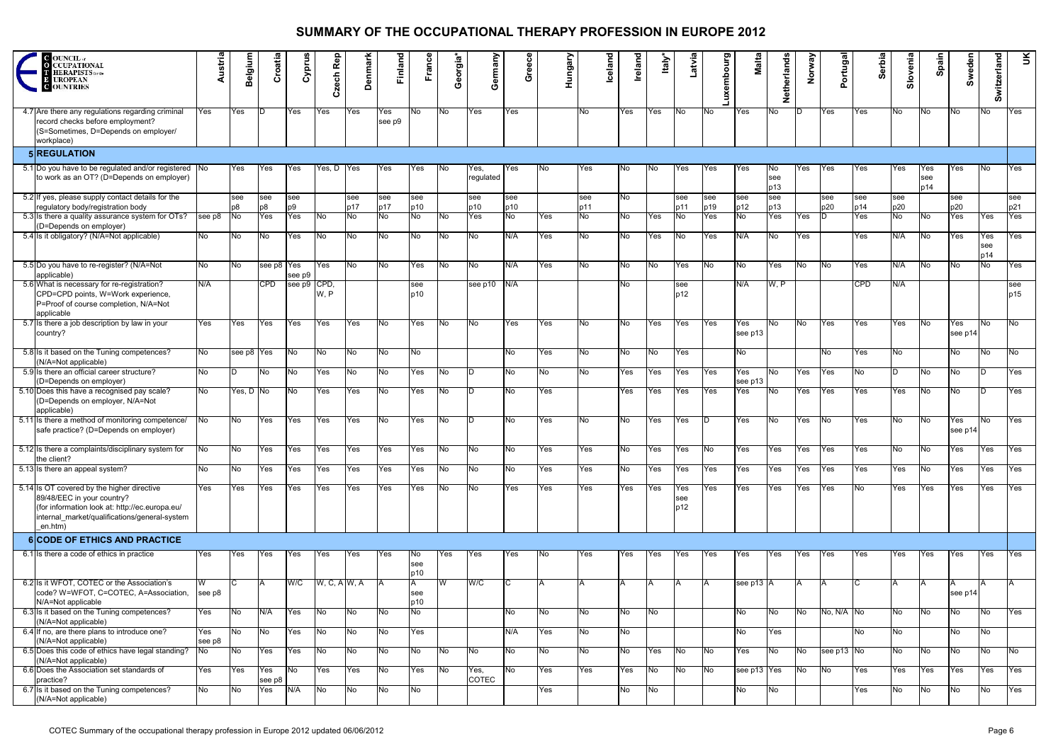# SUMMARY OF THE OCCUPATIONAL THERAPY PROFESSION IN EUROPE 2012

| COUNCIL of OCCUPATIONAL THERAPISTS for the EUROPEAN COUNTRIES | Austria | Belgium | Croatia | Cyprus | Czech Rep | Denmark | Finland | France | Georgia* | Germany | Greece | Hungary | Iceland | Ireland | Italy* | Latvia | Luxembourg | Malta | Netherlands | Norway | Portugal | Serbia | Slovenia | Spain | Sweden | Switzerland | UK |
|---|---|---|---|---|---|---|---|---|---|---|---|---|---|---|---|---|---|---|---|---|---|---|---|---|---|---|---|
| 4.7 Are there any regulations regarding criminal record checks before employment? (S=Sometimes, D=Depends on employer/ workplace) | Yes | Yes | D | Yes | Yes | Yes | Yes see p9 | No | No | Yes | Yes | | No | Yes | Yes | No | No | Yes | No | D | Yes | Yes | No | No | No | No | Yes |
| **5 REGULATION** | | | | | | | | | | | | | | | | | | | | | | | | | | | |
| 5.1 Do you have to be regulated and/or registered to work as an OT? (D=Depends on employer) | No | Yes | Yes | Yes | Yes, D | Yes | Yes | Yes | No | Yes, regulated | Yes | No | Yes | No | No | Yes | Yes | Yes | No see p13 | Yes | Yes | Yes | Yes | Yes see p14 | Yes | No | Yes |
| 5.2 If yes, please supply contact details for the regulatory body/registration body | | see p8 | see p8 | see p9 | | see p17 | see p17 | see p10 | | see p10 | see p10 | | see p11 | No | | see p11 | see p19 | see p12 | see p13 | | see p20 | see p14 | see p20 | | see p20 | | see p21 |
| 5.3 Is there a quality assurance system for OTs? (D=Depends on employer) | see p8 | No | Yes | Yes | No | No | No | No | No | Yes | No | Yes | No | No | Yes | No | Yes | No | Yes | Yes | D | Yes | No | No | Yes | Yes | Yes |
| 5.4 Is it obligatory? (N/A=Not applicable) | No | No | No | Yes | No | No | No | No | No | No | N/A | Yes | No | No | Yes | No | Yes | N/A | No | Yes | | Yes | N/A | No | Yes | Yes see p14 | Yes |
| 5.5 Do you have to re-register? (N/A=Not applicable) | No | No | see p8 | Yes see p9 | Yes | No | No | Yes | No | No | N/A | Yes | No | No | No | Yes | No | No | Yes | No | No | Yes | N/A | No | No | No | Yes |
| 5.6 What is necessary for re-registration? CPD=CPD points, W=Work experience, P=Proof of course completion, N/A=Not applicable | N/A | | CPD | see p9 | CPD, W, P | | | see p10 | | see p10 | N/A | | | No | | see p12 | | N/A | W, P | | | CPD | N/A | | | | see p15 |
| 5.7 Is there a job description by law in your country? | Yes | Yes | Yes | Yes | Yes | Yes | No | Yes | No | No | Yes | Yes | No | No | Yes | Yes | Yes | Yes see p13 | No | No | Yes | Yes | Yes | No | Yes see p14 | No | No |
| 5.8 Is it based on the Tuning competences? (N/A=Not applicable) | No | see p8 | Yes | No | No | No | No | No | | | No | Yes | No | No | No | Yes | | No | | | No | Yes | No | | No | No | No |
| 5.9 Is there an official career structure? (D=Depends on employer) | No | D | No | No | Yes | No | No | Yes | No | D | No | No | No | Yes | Yes | Yes | Yes | Yes see p13 | No | Yes | Yes | No | D | No | No | D | Yes |
| 5.10 Does this have a recognised pay scale? (D=Depends on employer, N/A=Not applicable) | No | Yes, D | No | No | Yes | Yes | No | Yes | No | D | No | Yes | | Yes | Yes | Yes | Yes | Yes | No | Yes | Yes | Yes | Yes | No | No | D | Yes |
| 5.11 Is there a method of monitoring competence/ safe practice? (D=Depends on employer) | No | No | Yes | Yes | Yes | Yes | No | Yes | No | D | No | Yes | No | No | Yes | Yes | D | Yes | No | Yes | No | Yes | No | No | Yes see p14 | No | Yes |
| 5.12 Is there a complaints/disciplinary system for the client? | No | No | Yes | Yes | Yes | Yes | Yes | Yes | No | No | No | Yes | Yes | No | Yes | Yes | No | Yes | Yes | Yes | Yes | Yes | No | No | Yes | Yes | Yes |
| 5.13 Is there an appeal system? | No | No | Yes | Yes | Yes | Yes | Yes | Yes | No | No | No | Yes | Yes | No | Yes | Yes | Yes | Yes | Yes | Yes | Yes | Yes | Yes | No | Yes | Yes | Yes |
| 5.14 Is OT covered by the higher directive 89/48/EEC in your country? (for information look at: http://ec.europa.eu/internal_market/qualifications/general-system_en.htm) | Yes | Yes | Yes | Yes | Yes | Yes | Yes | Yes | No | No | Yes | Yes | Yes | Yes | Yes | Yes see p12 | Yes | Yes | Yes | Yes | Yes | No | Yes | Yes | Yes | Yes | Yes |
| **6 CODE OF ETHICS AND PRACTICE** | | | | | | | | | | | | | | | | | | | | | | | | | | | |
| 6.1 Is there a code of ethics in practice | Yes | Yes | Yes | Yes | Yes | Yes | Yes | No see p10 | Yes | Yes | Yes | No | Yes | Yes | Yes | Yes | Yes | Yes | Yes | Yes | Yes | Yes | Yes | Yes | Yes | Yes | Yes |
| 6.2 Is it WFOT, COTEC or the Association's code? W=WFOT, C=COTEC, A=Association, N/A=Not applicable | W see p8 | C | A | W/C | W, C, A | W, A | A | A see p10 | W | W/C | C | A | A | A | A | A | A | see p13 | A | A | A | C | A | A | A see p14 | A | A |
| 6.3 Is it based on the Tuning competences? (N/A=Not applicable) | Yes | No | N/A | Yes | No | No | No | No | | | No | No | No | No | No | | | No | No | No | No, N/A | No | No | No | No | No | Yes |
| 6.4 If no, are there plans to introduce one? (N/A=Not applicable) | Yes see p8 | No | No | Yes | No | No | No | Yes | | | N/A | Yes | No | No | | | | No | Yes | | | No | No | | No | No | |
| 6.5 Does this code of ethics have legal standing? (N/A=Not applicable) | No | No | Yes | Yes | No | No | No | No | No | No | No | No | No | No | Yes | No | No | Yes | No | No | see p13 | No | No | No | No | No | No |
| 6.6 Does the Association set standards of practice? | Yes | Yes | Yes see p8 | No | Yes | Yes | No | Yes | No | Yes, COTEC | No | Yes | Yes | Yes | No | No | No | see p13 | Yes | No | No | Yes | Yes | Yes | Yes | Yes | Yes |
| 6.7 Is it based on the Tuning competences? (N/A=Not applicable) | No | No | Yes | N/A | No | No | No | No | | | | Yes | | No | No | | | No | No | | | Yes | No | No | No | No | Yes |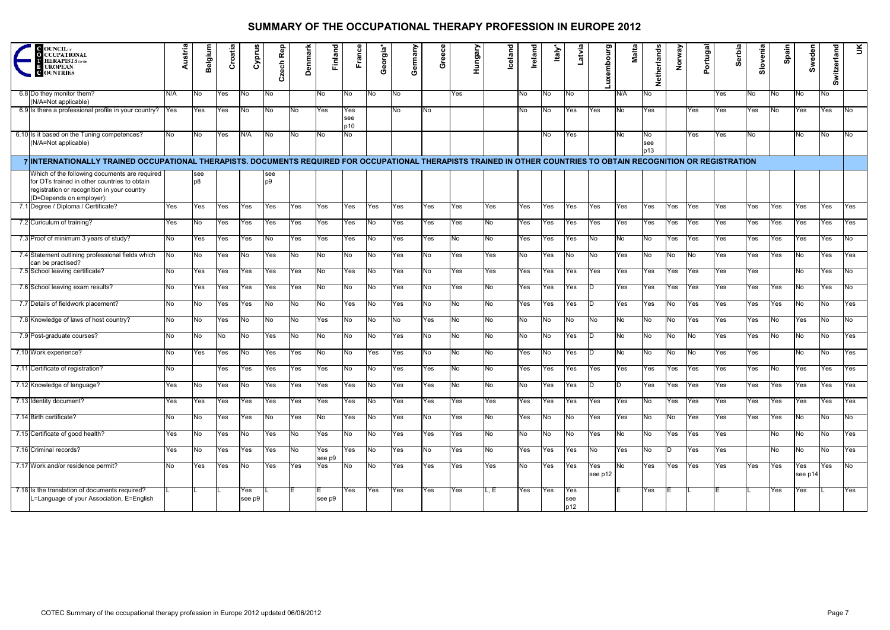# SUMMARY OF THE OCCUPATIONAL THERAPY PROFESSION IN EUROPE 2012

| COUNCIL of OCCUPATIONAL THERAPISTS for the EUROPEAN COUNTRIES | Austria | Belgium | Croatia | Cyprus | Czech Rep | Denmark | Finland | France | Georgia* | Germany | Greece | Hungary | Iceland | Ireland | Italy* | Latvia | Luxembourg | Malta | Netherlands | Norway | Portugal | Serbia | Slovenia | Spain | Sweden | Switzerland | UK |
|---|---|---|---|---|---|---|---|---|---|---|---|---|---|---|---|---|---|---|---|---|---|---|---|---|---|---|---|
| 6.8 Do they monitor them? (N/A=Not applicable) | N/A | No | Yes | No | No | | No | No | No | No | | Yes | | No | No | No | | N/A | No | | | Yes | No | No | No | No | |
| 6.9 Is there a professional profile in your country? | Yes | Yes | Yes | No | No | No | Yes | Yes see p10 | | No | No | | | No | No | Yes | Yes | No | Yes | | Yes | Yes | Yes | No | Yes | Yes | No |
| 6.10 Is it based on the Tuning competences? (N/A=Not applicable) | No | No | Yes | N/A | No | No | No | No | | | | | | | No | Yes | | No | No see p13 | | Yes | Yes | No | | No | No | No |
| **7 INTERNATIONALLY TRAINED OCCUPATIONAL THERAPISTS. DOCUMENTS REQUIRED FOR OCCUPATIONAL THERAPISTS TRAINED IN OTHER COUNTRIES TO OBTAIN RECOGNITION OR REGISTRATION** | | | | | | | | | | | | | | | | | | | | | | | | | | | |
| Which of the following documents are required for OTs trained in other countries to obtain registration or recognition in your country (D=Depends on employer): | | see p8 | | | see p9 | | | | | | | | | | | | | | | | | | | | | | |
| 7.1 Degree / Diploma / Certificate? | Yes | Yes | Yes | Yes | Yes | Yes | Yes | Yes | Yes | Yes | Yes | Yes | Yes | Yes | Yes | Yes | Yes | Yes | Yes | Yes | Yes | Yes | Yes | Yes | Yes | Yes | Yes |
| 7.2 Curiculum of training? | Yes | No | Yes | Yes | Yes | Yes | Yes | Yes | No | Yes | Yes | Yes | No | Yes | Yes | Yes | Yes | Yes | Yes | Yes | Yes | Yes | Yes | Yes | Yes | Yes | Yes |
| 7.3 Proof of minimum 3 years of study? | No | Yes | Yes | Yes | No | Yes | Yes | Yes | No | Yes | Yes | No | No | Yes | Yes | Yes | No | No | No | Yes | Yes | Yes | Yes | Yes | Yes | Yes | No |
| 7.4 Statement outlining professional fields which can be practised? | No | No | Yes | No | Yes | No | No | No | No | Yes | No | Yes | Yes | No | Yes | No | No | Yes | No | No | No | Yes | Yes | Yes | No | Yes | Yes |
| 7.5 School leaving certificate? | No | Yes | Yes | Yes | Yes | Yes | No | Yes | No | Yes | No | Yes | Yes | Yes | Yes | Yes | Yes | Yes | Yes | Yes | Yes | Yes | Yes | | No | Yes | No |
| 7.6 School leaving exam results? | No | Yes | Yes | Yes | Yes | Yes | No | No | No | Yes | No | Yes | No | Yes | Yes | Yes | D | Yes | Yes | Yes | Yes | Yes | Yes | Yes | No | Yes | No |
| 7.7 Details of fieldwork placement? | No | No | Yes | Yes | No | No | No | Yes | No | Yes | No | No | No | Yes | Yes | Yes | D | Yes | Yes | No | Yes | Yes | Yes | Yes | No | No | Yes |
| 7.8 Knowledge of laws of host country? | No | No | Yes | No | No | No | Yes | No | No | No | Yes | No | No | No | No | No | No | No | No | No | Yes | Yes | Yes | No | Yes | No | No |
| 7.9 Post-graduate courses? | No | No | No | No | Yes | No | No | No | No | Yes | No | No | No | No | No | Yes | D | No | No | No | No | Yes | Yes | No | No | No | Yes |
| 7.10 Work experience? | No | Yes | Yes | No | Yes | Yes | No | No | Yes | Yes | No | No | No | Yes | No | Yes | D | No | No | No | No | Yes | Yes | | No | No | Yes |
| 7.11 Certificate of registration? | No | | Yes | Yes | Yes | Yes | Yes | No | No | Yes | Yes | No | No | Yes | Yes | Yes | Yes | Yes | Yes | Yes | Yes | Yes | Yes | No | Yes | Yes | Yes |
| 7.12 Knowledge of language? | Yes | No | Yes | No | Yes | Yes | Yes | Yes | No | Yes | Yes | No | No | No | Yes | Yes | D | D | Yes | Yes | Yes | Yes | Yes | Yes | Yes | Yes | Yes |
| 7.13 Identity document? | Yes | Yes | Yes | Yes | Yes | Yes | Yes | Yes | No | Yes | Yes | Yes | Yes | Yes | Yes | Yes | Yes | Yes | No | Yes | Yes | Yes | Yes | Yes | Yes | Yes | Yes |
| 7.14 Birth certificate? | No | No | Yes | Yes | No | Yes | No | Yes | No | Yes | No | Yes | No | Yes | No | No | Yes | Yes | No | No | Yes | Yes | Yes | Yes | No | No | No |
| 7.15 Certificate of good health? | Yes | No | Yes | No | Yes | No | Yes | No | No | Yes | Yes | Yes | No | No | No | No | Yes | No | No | Yes | Yes | Yes | | No | No | No | Yes |
| 7.16 Criminal records? | Yes | No | Yes | Yes | Yes | No | Yes see p9 | Yes | No | Yes | No | Yes | No | Yes | Yes | Yes | No | Yes | No | D | Yes | Yes | | No | No | No | Yes |
| 7.17 Work and/or residence permit? | No | Yes | Yes | No | Yes | Yes | Yes | No | No | Yes | Yes | Yes | Yes | No | Yes | Yes | Yes see p12 | No | Yes | Yes | Yes | Yes | Yes | Yes | Yes see p14 | Yes | No |
| 7.18 Is the translation of documents required? L=Language of your Association, E=English | L | L | L | Yes see p9 | L | E | E see p9 | Yes | Yes | Yes | Yes | Yes | L, E | Yes | Yes | Yes see p12 | | E | Yes | E | L | E | L | Yes | Yes | L | Yes |

COTEC Summary of the occupational therapy profession in Europe 2012 updated 06/06/2012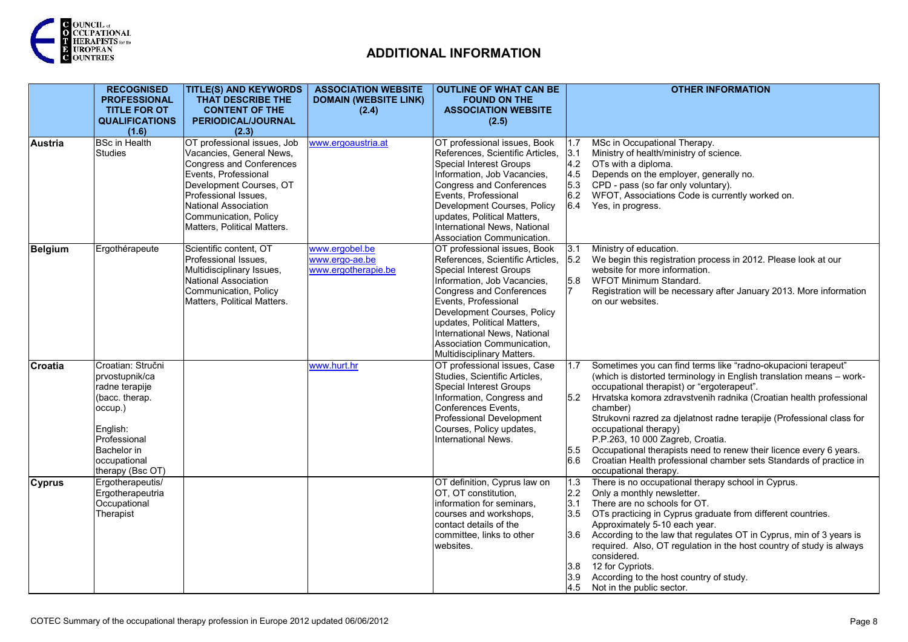# ADDITIONAL INFORMATION

| | RECOGNISED PROFESSIONAL TITLE FOR OT QUALIFICATIONS (1.6) | TITLE(S) AND KEYWORDS THAT DESCRIBE THE CONTENT OF THE PERIODICAL/JOURNAL (2.3) | ASSOCIATION WEBSITE DOMAIN (WEBSITE LINK) (2.4) | OUTLINE OF WHAT CAN BE FOUND ON THE ASSOCIATION WEBSITE (2.5) | OTHER INFORMATION |
|---|---|---|---|---|---|
| **Austria** | BSc in Health Studies | OT professional issues, Job Vacancies, General News, Congress and Conferences Events, Professional Development Courses, OT Professional Issues, National Association Communication, Policy Matters, Political Matters. | www.ergoaustria.at | OT professional issues, Book References, Scientific Articles, Special Interest Groups Information, Job Vacancies, Congress and Conferences Events, Professional Development Courses, Policy updates, Political Matters, International News, National Association Communication. | 1.7 MSc in Occupational Therapy.<br>3.1 Ministry of health/ministry of science.<br>4.2 OTs with a diploma.<br>4.5 Depends on the employer, generally no.<br>5.3 CPD - pass (so far only voluntary).<br>6.2 WFOT, Associations Code is currently worked on.<br>6.4 Yes, in progress. |
| **Belgium** | Ergothérapeute | Scientific content, OT Professional Issues, Multidisciplinary Issues, National Association Communication, Policy Matters, Political Matters. | www.ergobel.be<br>www.ergo-ae.be<br>www.ergotherapie.be | OT professional issues, Book References, Scientific Articles, Special Interest Groups Information, Job Vacancies, Congress and Conferences Events, Professional Development Courses, Policy updates, Political Matters, International News, National Association Communication, Multidisciplinary Matters. | 3.1 Ministry of education.<br>5.2 We begin this registration process in 2012. Please look at our website for more information.<br>5.8 WFOT Minimum Standard.<br>7 Registration will be necessary after January 2013. More information on our websites. |
| **Croatia** | Croatian: Stručni prvostupnik/ca radne terapije (bacc. therap. occup.)<br>English: Professional Bachelor in occupational therapy (Bsc OT) | | www.hurt.hr | OT professional issues, Case Studies, Scientific Articles, Special Interest Groups Information, Congress and Conferences Events, Professional Development Courses, Policy updates, International News. | 1.7 Sometimes you can find terms like "radno-okupacioni terapeut" (which is distorted terminology in English translation means – work-occupational therapist) or "ergoterapeut".<br>5.2 Hrvatska komora zdravstvenih radnika (Croatian health professional chamber)<br>Strukovni razred za djelatnost radne terapije (Professional class for occupational therapy)<br>P.P.263, 10 000 Zagreb, Croatia.<br>5.5 Occupational therapists need to renew their licence every 6 years.<br>6.6 Croatian Health professional chamber sets Standards of practice in occupational therapy. |
| **Cyprus** | Ergotherapeutis/ Ergotherapeutria<br>Occupational Therapist | | | OT definition, Cyprus law on OT, OT constitution, information for seminars, courses and workshops, contact details of the committee, links to other websites. | 1.3 There is no occupational therapy school in Cyprus.<br>2.2 Only a monthly newsletter.<br>3.1 There are no schools for OT.<br>3.5 OTs practicing in Cyprus graduate from different countries. Approximately 5-10 each year.<br>3.6 According to the law that regulates OT in Cyprus, min of 3 years is required. Also, OT regulation in the host country of study is always considered.<br>3.8 12 for Cypriots.<br>3.9 According to the host country of study.<br>4.5 Not in the public sector. |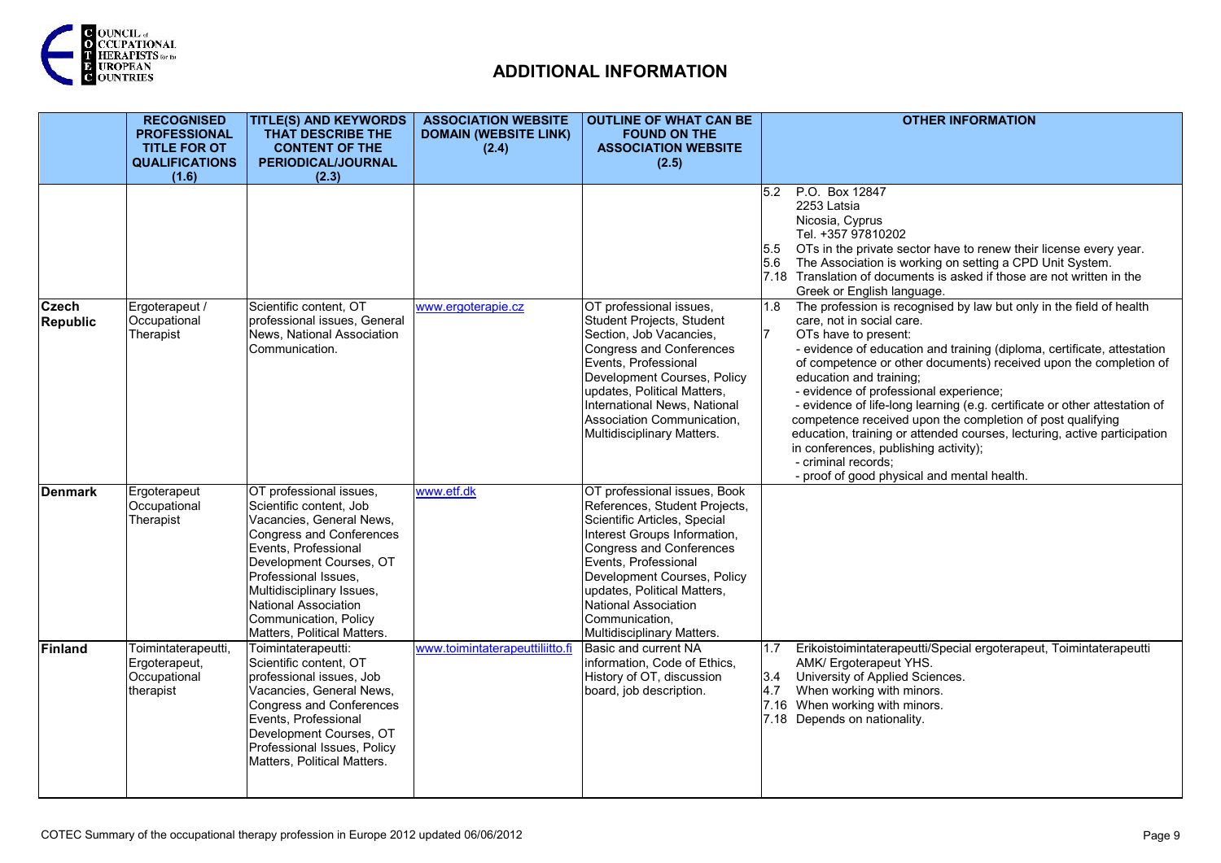## ADDITIONAL INFORMATION

| | RECOGNISED PROFESSIONAL TITLE FOR OT QUALIFICATIONS (1.6) | TITLE(S) AND KEYWORDS THAT DESCRIBE THE CONTENT OF THE PERIODICAL/JOURNAL (2.3) | ASSOCIATION WEBSITE DOMAIN (WEBSITE LINK) (2.4) | OUTLINE OF WHAT CAN BE FOUND ON THE ASSOCIATION WEBSITE (2.5) | OTHER INFORMATION |
|---|---|---|---|---|---|
| | | | | | 5.2 P.O. Box 12847<br>2253 Latsia<br>Nicosia, Cyprus<br>Tel. +357 97810202<br>5.5 OTs in the private sector have to renew their license every year.<br>5.6 The Association is working on setting a CPD Unit System.<br>7.18 Translation of documents is asked if those are not written in the Greek or English language. |
| **Czech Republic** | Ergoterapeut / Occupational Therapist | Scientific content, OT professional issues, General News, National Association Communication. | www.ergoterapie.cz | OT professional issues, Student Projects, Student Section, Job Vacancies, Congress and Conferences Events, Professional Development Courses, Policy updates, Political Matters, International News, National Association Communication, Multidisciplinary Matters. | 1.8 The profession is recognised by law but only in the field of health care, not in social care.<br>7 OTs have to present:<br>- evidence of education and training (diploma, certificate, attestation of competence or other documents) received upon the completion of education and training;<br>- evidence of professional experience;<br>- evidence of life-long learning (e.g. certificate or other attestation of competence received upon the completion of post qualifying education, training or attended courses, lecturing, active participation in conferences, publishing activity);<br>- criminal records;<br>- proof of good physical and mental health. |
| **Denmark** | Ergoterapeut Occupational Therapist | OT professional issues, Scientific content, Job Vacancies, General News, Congress and Conferences Events, Professional Development Courses, OT Professional Issues, Multidisciplinary Issues, National Association Communication, Policy Matters, Political Matters. | www.etf.dk | OT professional issues, Book References, Student Projects, Scientific Articles, Special Interest Groups Information, Congress and Conferences Events, Professional Development Courses, Policy updates, Political Matters, National Association Communication, Multidisciplinary Matters. | |
| **Finland** | Toimintaterapeutti, Ergoterapeut, Occupational therapist | Toimintaterapeutti: Scientific content, OT professional issues, Job Vacancies, General News, Congress and Conferences Events, Professional Development Courses, OT Professional Issues, Policy Matters, Political Matters. | www.toimintaterapeuttiliitto.fi | Basic and current NA information, Code of Ethics, History of OT, discussion board, job description. | 1.7 Erikoistoimintaterapeutti/Special ergoterapeut, Toimintaterapeutti AMK/ Ergoterapeut YHS.<br>3.4 University of Applied Sciences.<br>4.7 When working with minors.<br>7.16 When working with minors.<br>7.18 Depends on nationality. |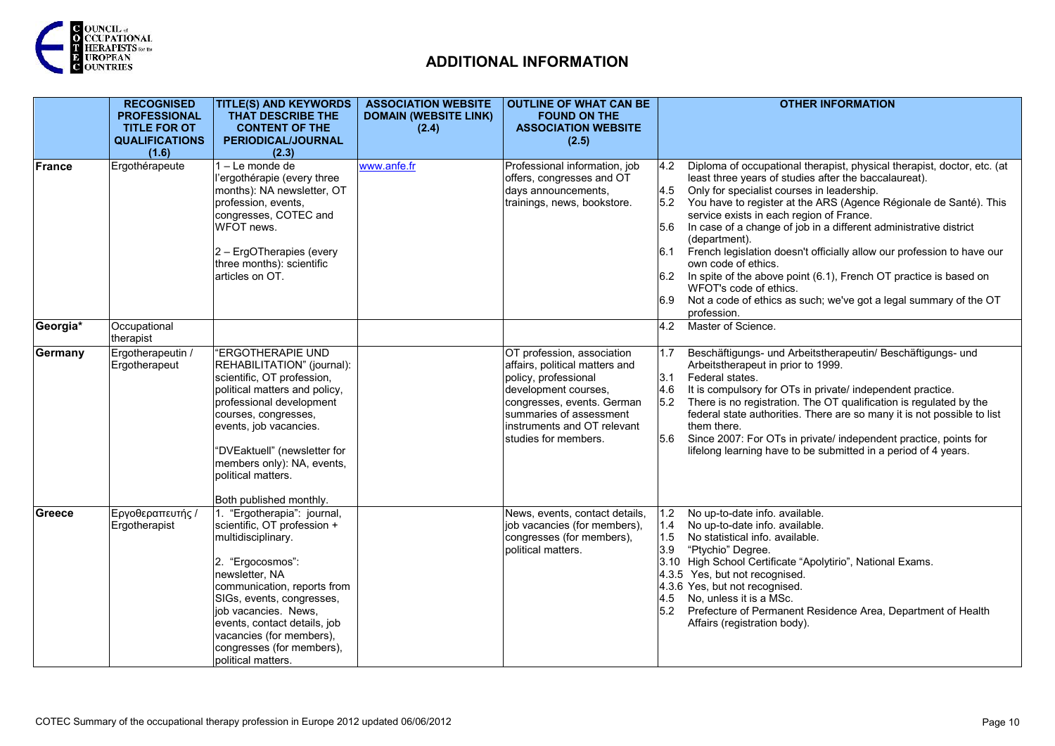## ADDITIONAL INFORMATION

| | RECOGNISED PROFESSIONAL TITLE FOR OT QUALIFICATIONS (1.6) | TITLE(S) AND KEYWORDS THAT DESCRIBE THE CONTENT OF THE PERIODICAL/JOURNAL (2.3) | ASSOCIATION WEBSITE DOMAIN (WEBSITE LINK) (2.4) | OUTLINE OF WHAT CAN BE FOUND ON THE ASSOCIATION WEBSITE (2.5) | OTHER INFORMATION |
|---|---|---|---|---|---|
| **France** | Ergothérapeute | 1 – Le monde de l'ergothérapie (every three months): NA newsletter, OT profession, events, congresses, COTEC and WFOT news.<br><br>2 – ErgOTherapies (every three months): scientific articles on OT. | www.anfe.fr | Professional information, job offers, congresses and OT days announcements, trainings, news, bookstore. | 4.2 Diploma of occupational therapist, physical therapist, doctor, etc. (at least three years of studies after the baccalaureat).<br>4.5 Only for specialist courses in leadership.<br>5.2 You have to register at the ARS (Agence Régionale de Santé). This service exists in each region of France.<br>5.6 In case of a change of job in a different administrative district (department).<br>6.1 French legislation doesn't officially allow our profession to have our own code of ethics.<br>6.2 In spite of the above point (6.1), French OT practice is based on WFOT's code of ethics.<br>6.9 Not a code of ethics as such; we've got a legal summary of the OT profession. |
| **Georgia*** | Occupational therapist | | | | 4.2 Master of Science. |
| **Germany** | Ergotherapeutin / Ergotherapeut | "ERGOTHERAPIE UND REHABILITATION" (journal): scientific, OT profession, political matters and policy, professional development courses, congresses, events, job vacancies.<br><br>"DVEaktuell" (newsletter for members only): NA, events, political matters.<br><br>Both published monthly. | | OT profession, association affairs, political matters and policy, professional development courses, congresses, events. German summaries of assessment instruments and OT relevant studies for members. | 1.7 Beschäftigungs- und Arbeitstherapeutin/ Beschäftigungs- und Arbeitstherapeut in prior to 1999.<br>3.1 Federal states.<br>4.6 It is compulsory for OTs in private/ independent practice.<br>5.2 There is no registration. The OT qualification is regulated by the federal state authorities. There are so many it is not possible to list them there.<br>5.6 Since 2007: For OTs in private/ independent practice, points for lifelong learning have to be submitted in a period of 4 years. |
| **Greece** | Εργοθεραπευτής / Ergotherapist | 1. "Ergotherapia": journal, scientific, OT profession + multidisciplinary.<br><br>2. "Ergocosmos": newsletter, NA communication, reports from SIGs, events, congresses, job vacancies. News, events, contact details, job vacancies (for members), congresses (for members), political matters. | | News, events, contact details, job vacancies (for members), congresses (for members), political matters. | 1.2 No up-to-date info. available.<br>1.4 No up-to-date info. available.<br>1.5 No statistical info. available.<br>3.9 "Ptychio" Degree.<br>3.10 High School Certificate "Apolytirio", National Exams.<br>4.3.5 Yes, but not recognised.<br>4.3.6 Yes, but not recognised.<br>4.5 No, unless it is a MSc.<br>5.2 Prefecture of Permanent Residence Area, Department of Health Affairs (registration body). |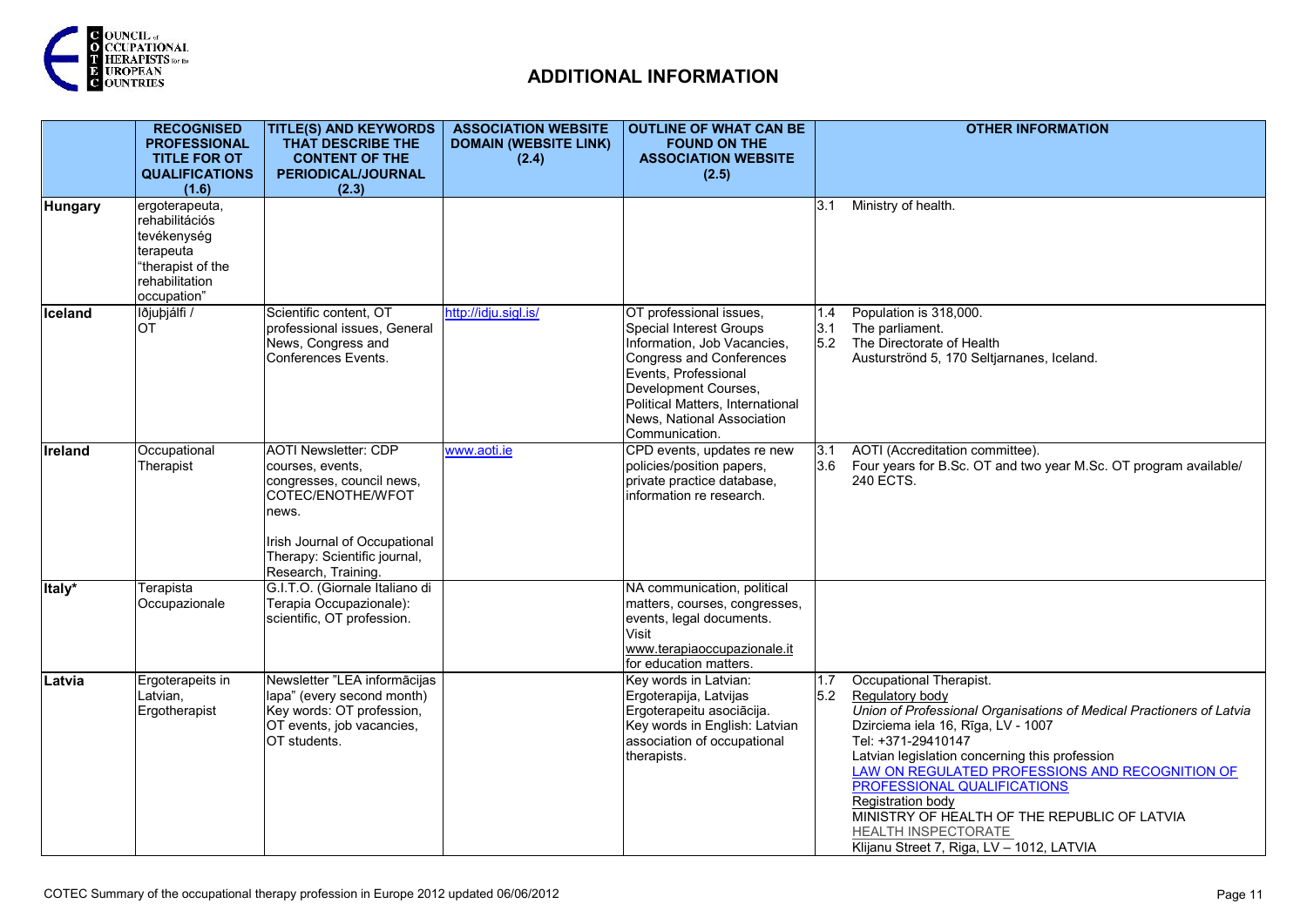# ADDITIONAL INFORMATION

| | RECOGNISED PROFESSIONAL TITLE FOR OT QUALIFICATIONS (1.6) | TITLE(S) AND KEYWORDS THAT DESCRIBE THE CONTENT OF THE PERIODICAL/JOURNAL (2.3) | ASSOCIATION WEBSITE DOMAIN (WEBSITE LINK) (2.4) | OUTLINE OF WHAT CAN BE FOUND ON THE ASSOCIATION WEBSITE (2.5) | OTHER INFORMATION |
|---|---|---|---|---|---|
| **Hungary** | ergoterapeuta, rehabilitációs tevékenység terapeuta "therapist of the rehabilitation occupation" | | | | 3.1 Ministry of health. |
| **Iceland** | Iðjuþjálfi / OT | Scientific content, OT professional issues, General News, Congress and Conferences Events. | http://idju.sigl.is/ | OT professional issues, Special Interest Groups Information, Job Vacancies, Congress and Conferences Events, Professional Development Courses, Political Matters, International News, National Association Communication. | 1.4 Population is 318,000.<br>3.1 The parliament.<br>5.2 The Directorate of Health Austurströnd 5, 170 Seltjarnanes, Iceland. |
| **Ireland** | Occupational Therapist | AOTI Newsletter: CDP courses, events, congresses, council news, COTEC/ENOTHE/WFOT news.<br><br>Irish Journal of Occupational Therapy: Scientific journal, Research, Training. | www.aoti.ie | CPD events, updates re new policies/position papers, private practice database, information re research. | 3.1 AOTI (Accreditation committee).<br>3.6 Four years for B.Sc. OT and two year M.Sc. OT program available/ 240 ECTS. |
| **Italy*** | Terapista Occupazionale | G.I.T.O. (Giornale Italiano di Terapia Occupazionale): scientific, OT profession. | | NA communication, political matters, courses, congresses, events, legal documents. Visit www.terapiaoccupazionale.it for education matters. | |
| **Latvia** | Ergoterapeits in Latvian, Ergotherapist | Newsletter "LEA informācijas lapa" (every second month) Key words: OT profession, OT events, job vacancies, OT students. | | Key words in Latvian: Ergoterapija, Latvijas Ergoterapeitu asociācija. Key words in English: Latvian association of occupational therapists. | 1.7 Occupational Therapist.<br>5.2 Regulatory body<br>*Union of Professional Organisations of Medical Practioners of Latvia*<br>Dzirciema iela 16, Rīga, LV - 1007<br>Tel: +371-29410147<br>Latvian legislation concerning this profession<br>LAW ON REGULATED PROFESSIONS AND RECOGNITION OF PROFESSIONAL QUALIFICATIONS<br>Registration body<br>MINISTRY OF HEALTH OF THE REPUBLIC OF LATVIA<br>HEALTH INSPECTORATE<br>Klijanu Street 7, Riga, LV – 1012, LATVIA |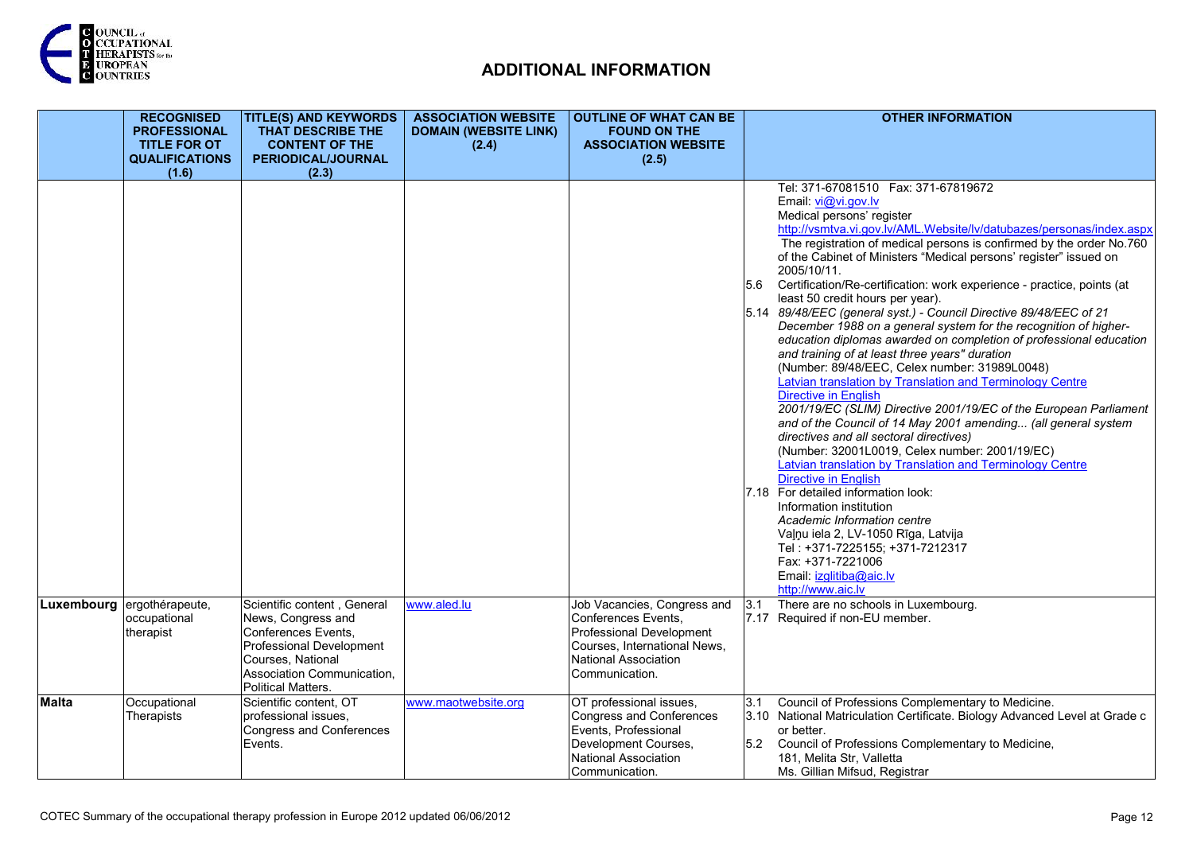## ADDITIONAL INFORMATION

| | RECOGNISED PROFESSIONAL TITLE FOR OT QUALIFICATIONS (1.6) | TITLE(S) AND KEYWORDS THAT DESCRIBE THE CONTENT OF THE PERIODICAL/JOURNAL (2.3) | ASSOCIATION WEBSITE DOMAIN (WEBSITE LINK) (2.4) | OUTLINE OF WHAT CAN BE FOUND ON THE ASSOCIATION WEBSITE (2.5) | OTHER INFORMATION |
|---|---|---|---|---|---|
| | | | | | Tel: 371-67081510 Fax: 371-67819672<br>Email: vi@vi.gov.lv<br>Medical persons' register<br>http://vsmtva.vi.gov.lv/AML.Website/lv/datubazes/personas/index.aspx<br>The registration of medical persons is confirmed by the order No.760 of the Cabinet of Ministers "Medical persons' register" issued on 2005/10/11.<br>5.6 Certification/Re-certification: work experience - practice, points (at least 50 credit hours per year).<br>5.14 *89/48/EEC (general syst.) - Council Directive 89/48/EEC of 21 December 1988 on a general system for the recognition of higher-education diplomas awarded on completion of professional education and training of at least three years" duration*<br>(Number: 89/48/EEC, Celex number: 31989L0048)<br>Latvian translation by Translation and Terminology Centre<br>Directive in English<br>*2001/19/EC (SLIM) Directive 2001/19/EC of the European Parliament and of the Council of 14 May 2001 amending... (all general system directives and all sectoral directives)*<br>(Number: 32001L0019, Celex number: 2001/19/EC)<br>Latvian translation by Translation and Terminology Centre<br>Directive in English<br>7.18 For detailed information look:<br>Information institution<br>*Academic Information centre*<br>Vaļņu iela 2, LV-1050 Rīga, Latvija<br>Tel : +371-7225155; +371-7212317<br>Fax: +371-7221006<br>Email: izglitiba@aic.lv<br>http://www.aic.lv |
| **Luxembourg** | ergothérapeute, occupational therapist | Scientific content , General News, Congress and Conferences Events, Professional Development Courses, National Association Communication, Political Matters. | www.aled.lu | Job Vacancies, Congress and Conferences Events, Professional Development Courses, International News, National Association Communication. | 3.1 There are no schools in Luxembourg.<br>7.17 Required if non-EU member. |
| **Malta** | Occupational Therapists | Scientific content, OT professional issues, Congress and Conferences Events. | www.maotwebsite.org | OT professional issues, Congress and Conferences Events, Professional Development Courses, National Association Communication. | 3.1 Council of Professions Complementary to Medicine.<br>3.10 National Matriculation Certificate. Biology Advanced Level at Grade c or better.<br>5.2 Council of Professions Complementary to Medicine, 181, Melita Str, Valletta<br>Ms. Gillian Mifsud, Registrar |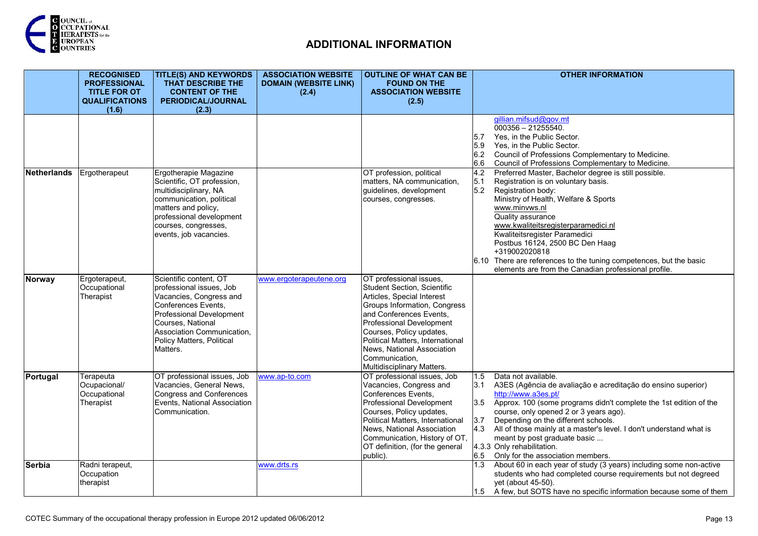# ADDITIONAL INFORMATION

| | RECOGNISED PROFESSIONAL TITLE FOR OT QUALIFICATIONS (1.6) | TITLE(S) AND KEYWORDS THAT DESCRIBE THE CONTENT OF THE PERIODICAL/JOURNAL (2.3) | ASSOCIATION WEBSITE DOMAIN (WEBSITE LINK) (2.4) | OUTLINE OF WHAT CAN BE FOUND ON THE ASSOCIATION WEBSITE (2.5) | OTHER INFORMATION |
|---|---|---|---|---|---|
| | | | | | gillian.mifsud@gov.mt<br>000356 – 21255540.<br>5.7 Yes, in the Public Sector.<br>5.9 Yes, in the Public Sector.<br>6.2 Council of Professions Complementary to Medicine.<br>6.6 Council of Professions Complementary to Medicine. |
| **Netherlands** | Ergotherapeut | Ergotherapie Magazine Scientific, OT profession, multidisciplinary, NA communication, political matters and policy, professional development courses, congresses, events, job vacancies. | | OT profession, political matters, NA communication, guidelines, development courses, congresses. | 4.2 Preferred Master, Bachelor degree is still possible.<br>5.1 Registration is on voluntary basis.<br>5.2 Registration body:<br>Ministry of Health, Welfare & Sports<br>www.minvws.nl<br>Quality assurance<br>www.kwaliteitsregisterparamedici.nl<br>Kwaliteitsregister Paramedici<br>Postbus 16124, 2500 BC Den Haag<br>+319002020818<br>6.10 There are references to the tuning competences, but the basic elements are from the Canadian professional profile. |
| **Norway** | Ergoterapeut, Occupational Therapist | Scientific content, OT professional issues, Job Vacancies, Congress and Conferences Events, Professional Development Courses, National Association Communication, Policy Matters, Political Matters. | www.ergoterapeutene.org | OT professional issues, Student Section, Scientific Articles, Special Interest Groups Information, Congress and Conferences Events, Professional Development Courses, Policy updates, Political Matters, International News, National Association Communication, Multidisciplinary Matters. | |
| **Portugal** | Terapeuta Ocupacional/ Occupational Therapist | OT professional issues, Job Vacancies, General News, Congress and Conferences Events, National Association Communication. | www.ap-to.com | OT professional issues, Job Vacancies, Congress and Conferences Events, Professional Development Courses, Policy updates, Political Matters, International News, National Association Communication, History of OT, OT definition, (for the general public). | 1.5 Data not available.<br>3.1 A3ES (Agência de avaliação e acreditação do ensino superior) http://www.a3es.pt/<br>3.5 Approx. 100 (some programs didn't complete the 1st edition of the course, only opened 2 or 3 years ago).<br>3.7 Depending on the different schools.<br>4.3 All of those mainly at a master's level. I don't understand what is meant by post graduate basic ...<br>4.3.3 Only rehabilitation.<br>6.5 Only for the association members. |
| **Serbia** | Radni terapeut, Occupation therapist | | www.drts.rs | | 1.3 About 60 in each year of study (3 years) including some non-active students who had completed course requirements but not degreed yet (about 45-50).<br>1.5 A few, but SOTS have no specific information because some of them |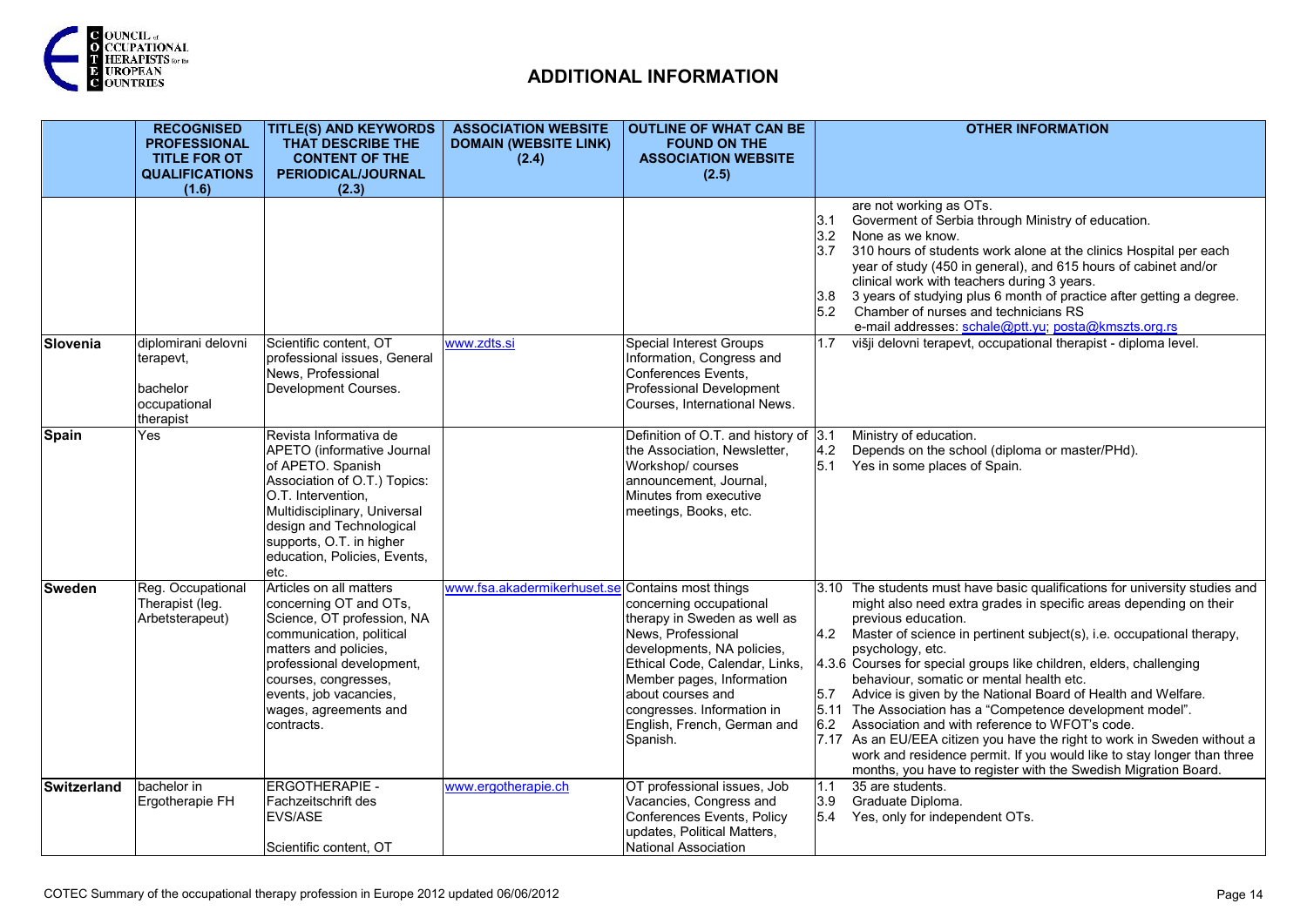# ADDITIONAL INFORMATION

| | RECOGNISED PROFESSIONAL TITLE FOR OT QUALIFICATIONS (1.6) | TITLE(S) AND KEYWORDS THAT DESCRIBE THE CONTENT OF THE PERIODICAL/JOURNAL (2.3) | ASSOCIATION WEBSITE DOMAIN (WEBSITE LINK) (2.4) | OUTLINE OF WHAT CAN BE FOUND ON THE ASSOCIATION WEBSITE (2.5) | OTHER INFORMATION |
|---|---|---|---|---|---|
| | | | | | are not working as OTs.<br>3.1 Goverment of Serbia through Ministry of education.<br>3.2 None as we know.<br>3.7 310 hours of students work alone at the clinics Hospital per each year of study (450 in general), and 615 hours of cabinet and/or clinical work with teachers during 3 years.<br>3.8 3 years of studying plus 6 month of practice after getting a degree.<br>5.2 Chamber of nurses and technicians RS<br>e-mail addresses: schale@ptt.yu; posta@kmszts.org.rs |
| **Slovenia** | diplomirani delovni terapevt,<br><br>bachelor occupational therapist | Scientific content, OT professional issues, General News, Professional Development Courses. | www.zdts.si | Special Interest Groups Information, Congress and Conferences Events, Professional Development Courses, International News. | 1.7 višji delovni terapevt, occupational therapist - diploma level. |
| **Spain** | Yes | Revista Informativa de APETO (informative Journal of APETO. Spanish Association of O.T.) Topics: O.T. Intervention, Multidisciplinary, Universal design and Technological supports, O.T. in higher education, Policies, Events, etc. | | Definition of O.T. and history of the Association, Newsletter, Workshop/ courses announcement, Journal, Minutes from executive meetings, Books, etc. | 3.1 Ministry of education.<br>4.2 Depends on the school (diploma or master/PHd).<br>5.1 Yes in some places of Spain. |
| **Sweden** | Reg. Occupational Therapist (leg. Arbetsterapeut) | Articles on all matters concerning OT and OTs, Science, OT profession, NA communication, political matters and policies, professional development, courses, congresses, events, job vacancies, wages, agreements and contracts. | www.fsa.akadermikerhuset.se | Contains most things concerning occupational therapy in Sweden as well as News, Professional developments, NA policies, Ethical Code, Calendar, Links, Member pages, Information about courses and congresses. Information in English, French, German and Spanish. | 3.10 The students must have basic qualifications for university studies and might also need extra grades in specific areas depending on their previous education.<br>4.2 Master of science in pertinent subject(s), i.e. occupational therapy, psychology, etc.<br>4.3.6 Courses for special groups like children, elders, challenging behaviour, somatic or mental health etc.<br>5.7 Advice is given by the National Board of Health and Welfare.<br>5.11 The Association has a "Competence development model".<br>6.2 Association and with reference to WFOT's code.<br>7.17 As an EU/EEA citizen you have the right to work in Sweden without a work and residence permit. If you would like to stay longer than three months, you have to register with the Swedish Migration Board. |
| **Switzerland** | bachelor in Ergotherapie FH | ERGOTHERAPIE - Fachzeitschrift des EVS/ASE<br><br>Scientific content, OT | www.ergotherapie.ch | OT professional issues, Job Vacancies, Congress and Conferences Events, Policy updates, Political Matters, National Association | 1.1 35 are students.<br>3.9 Graduate Diploma.<br>5.4 Yes, only for independent OTs. |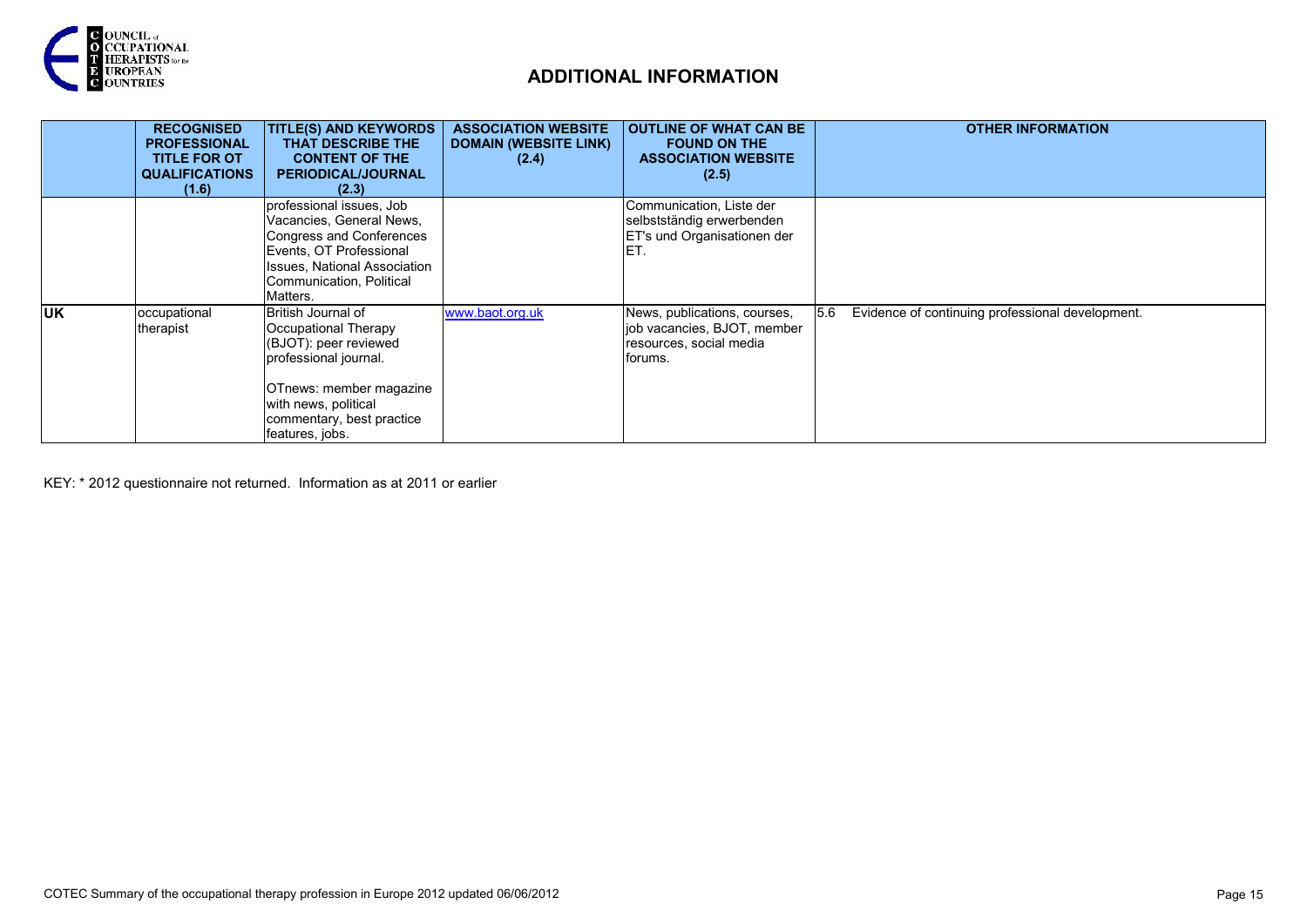## ADDITIONAL INFORMATION

| | RECOGNISED PROFESSIONAL TITLE FOR OT QUALIFICATIONS (1.6) | TITLE(S) AND KEYWORDS THAT DESCRIBE THE CONTENT OF THE PERIODICAL/JOURNAL (2.3) | ASSOCIATION WEBSITE DOMAIN (WEBSITE LINK) (2.4) | OUTLINE OF WHAT CAN BE FOUND ON THE ASSOCIATION WEBSITE (2.5) | OTHER INFORMATION |
|---|---|---|---|---|---|
| | | professional issues, Job Vacancies, General News, Congress and Conferences Events, OT Professional Issues, National Association Communication, Political Matters. | | Communication, Liste der selbstständig erwerbenden ET's und Organisationen der ET. | |
| **UK** | occupational therapist | British Journal of Occupational Therapy (BJOT): peer reviewed professional journal.<br><br>OTnews: member magazine with news, political commentary, best practice features, jobs. | www.baot.org.uk | News, publications, courses, job vacancies, BJOT, member resources, social media forums. | 5.6 Evidence of continuing professional development. |

KEY: * 2012 questionnaire not returned. Information as at 2011 or earlier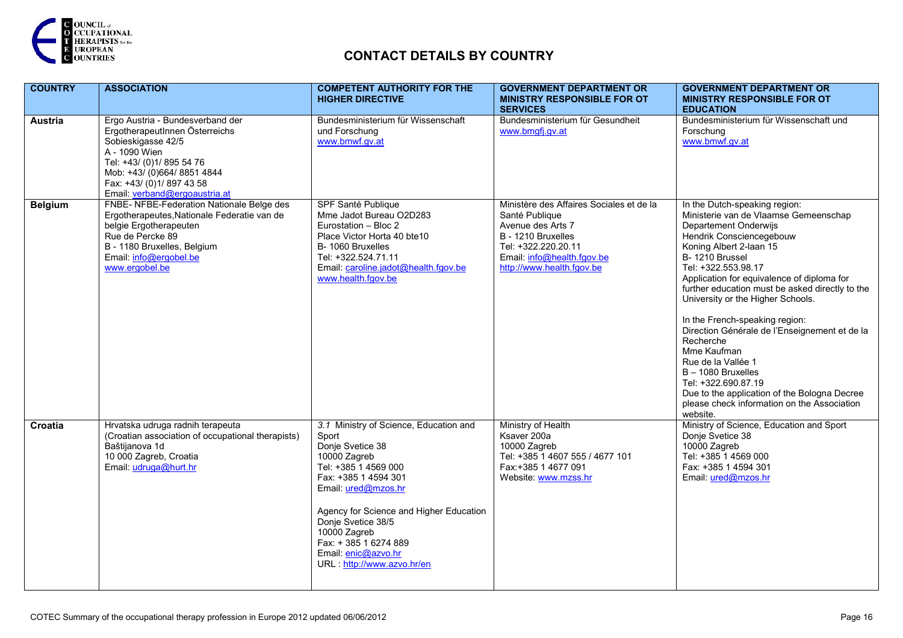# CONTACT DETAILS BY COUNTRY

| COUNTRY | ASSOCIATION | COMPETENT AUTHORITY FOR THE HIGHER DIRECTIVE | GOVERNMENT DEPARTMENT OR MINISTRY RESPONSIBLE FOR OT SERVICES | GOVERNMENT DEPARTMENT OR MINISTRY RESPONSIBLE FOR OT EDUCATION |
|---|---|---|---|---|
| **Austria** | Ergo Austria - Bundesverband der ErgotherapeutInnen Österreichs<br>Sobieskigasse 42/5<br>A - 1090 Wien<br>Tel: +43/ (0)1/ 895 54 76<br>Mob: +43/ (0)664/ 8851 4844<br>Fax: +43/ (0)1/ 897 43 58<br>Email: verband@ergoaustria.at | Bundesministerium für Wissenschaft und Forschung<br>www.bmwf.gv.at | Bundesministerium für Gesundheit<br>www.bmgfj.gv.at | Bundesministerium für Wissenschaft und Forschung<br>www.bmwf.gv.at |
| **Belgium** | FNBE- NFBE-Federation Nationale Belge des Ergotherapeutes,Nationale Federatie van de belgie Ergotherapeuten<br>Rue de Percke 89<br>B - 1180 Bruxelles, Belgium<br>Email: info@ergobel.be<br>www.ergobel.be | SPF Santé Publique<br>Mme Jadot Bureau O2D283<br>Eurostation – Bloc 2<br>Place Victor Horta 40 bte10<br>B- 1060 Bruxelles<br>Tel: +322.524.71.11<br>Email: caroline.jadot@health.fgov.be<br>www.health.fgov.be | Ministère des Affaires Sociales et de la Santé Publique<br>Avenue des Arts 7<br>B - 1210 Bruxelles<br>Tel: +322.220.20.11<br>Email: info@health.fgov.be<br>http://www.health.fgov.be | In the Dutch-speaking region:<br>Ministerie van de Vlaamse Gemeenschap<br>Departement Onderwijs<br>Hendrik Consciencegebouw<br>Koning Albert 2-laan 15<br>B- 1210 Brussel<br>Tel: +322.553.98.17<br>Application for equivalence of diploma for further education must be asked directly to the University or the Higher Schools.<br><br>In the French-speaking region:<br>Direction Générale de l'Enseignement et de la Recherche<br>Mme Kaufman<br>Rue de la Vallée 1<br>B – 1080 Bruxelles<br>Tel: +322.690.87.19<br>Due to the application of the Bologna Decree please check information on the Association website. |
| **Croatia** | Hrvatska udruga radnih terapeuta<br>(Croatian association of occupational therapists)<br>Baštijanova 1d<br>10 000 Zagreb, Croatia<br>Email: udruga@hurt.hr | *3.1* Ministry of Science, Education and Sport<br>Donje Svetice 38<br>10000 Zagreb<br>Tel: +385 1 4569 000<br>Fax: +385 1 4594 301<br>Email: ured@mzos.hr<br><br>Agency for Science and Higher Education<br>Donje Svetice 38/5<br>10000 Zagreb<br>Fax: + 385 1 6274 889<br>Email: enic@azvo.hr<br>URL : http://www.azvo.hr/en | Ministry of Health<br>Ksaver 200a<br>10000 Zagreb<br>Tel: +385 1 4607 555 / 4677 101<br>Fax:+385 1 4677 091<br>Website: www.mzss.hr | Ministry of Science, Education and Sport<br>Donje Svetice 38<br>10000 Zagreb<br>Tel: +385 1 4569 000<br>Fax: +385 1 4594 301<br>Email: ured@mzos.hr |

COTEC Summary of the occupational therapy profession in Europe 2012 updated 06/06/2012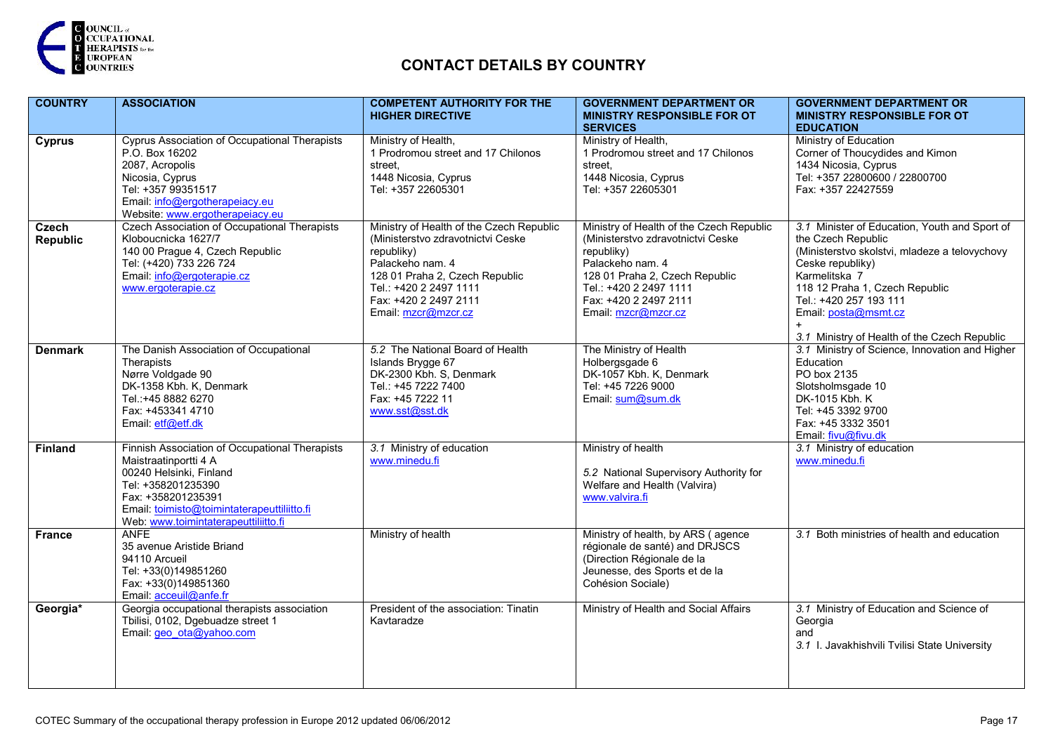# CONTACT DETAILS BY COUNTRY

| COUNTRY | ASSOCIATION | COMPETENT AUTHORITY FOR THE HIGHER DIRECTIVE | GOVERNMENT DEPARTMENT OR MINISTRY RESPONSIBLE FOR OT SERVICES | GOVERNMENT DEPARTMENT OR MINISTRY RESPONSIBLE FOR OT EDUCATION |
|---|---|---|---|---|
| **Cyprus** | Cyprus Association of Occupational Therapists<br>P.O. Box 16202<br>2087, Acropolis<br>Nicosia, Cyprus<br>Tel: +357 99351517<br>Email: info@ergotherapeiacy.eu<br>Website: www.ergotherapeiacy.eu | Ministry of Health,<br>1 Prodromou street and 17 Chilonos street,<br>1448 Nicosia, Cyprus<br>Tel: +357 22605301 | Ministry of Health,<br>1 Prodromou street and 17 Chilonos street,<br>1448 Nicosia, Cyprus<br>Tel: +357 22605301 | Ministry of Education<br>Corner of Thoucydides and Kimon<br>1434 Nicosia, Cyprus<br>Tel: +357 22800600 / 22800700<br>Fax: +357 22427559 |
| **Czech Republic** | Czech Association of Occupational Therapists<br>Kloboucnicka 1627/7<br>140 00 Prague 4, Czech Republic<br>Tel: (+420) 733 226 724<br>Email: info@ergoterapie.cz<br>www.ergoterapie.cz | Ministry of Health of the Czech Republic (Ministerstvo zdravotnictvi Ceske republiky)<br>Palackeho nam. 4<br>128 01 Praha 2, Czech Republic<br>Tel.: +420 2 2497 1111<br>Fax: +420 2 2497 2111<br>Email: mzcr@mzcr.cz | Ministry of Health of the Czech Republic (Ministerstvo zdravotnictvi Ceske republiky)<br>Palackeho nam. 4<br>128 01 Praha 2, Czech Republic<br>Tel.: +420 2 2497 1111<br>Fax: +420 2 2497 2111<br>Email: mzcr@mzcr.cz | *3.1* Minister of Education, Youth and Sport of the Czech Republic (Ministerstvo skolstvi, mladeze a telovychovy Ceske republiky)<br>Karmelitska 7<br>118 12 Praha 1, Czech Republic<br>Tel.: +420 257 193 111<br>Email: posta@msmt.cz<br>+<br>*3.1* Ministry of Health of the Czech Republic |
| **Denmark** | The Danish Association of Occupational Therapists<br>Nørre Voldgade 90<br>DK-1358 Kbh. K, Denmark<br>Tel.:+45 8882 6270<br>Fax: +453341 4710<br>Email: etf@etf.dk | *5.2* The National Board of Health<br>Islands Brygge 67<br>DK-2300 Kbh. S, Denmark<br>Tel.: +45 7222 7400<br>Fax: +45 7222 11<br>www.sst@sst.dk | The Ministry of Health<br>Holbergsgade 6<br>DK-1057 Kbh. K, Denmark<br>Tel: +45 7226 9000<br>Email: sum@sum.dk | *3.1* Ministry of Science, Innovation and Higher Education<br>PO box 2135<br>Slotsholmsgade 10<br>DK-1015 Kbh. K<br>Tel: +45 3392 9700<br>Fax: +45 3332 3501<br>Email: fivu@fivu.dk |
| **Finland** | Finnish Association of Occupational Therapists<br>Maistraatinportti 4 A<br>00240 Helsinki, Finland<br>Tel: +358201235390<br>Fax: +358201235391<br>Email: toimisto@toimintaterapeuttiliitto.fi<br>Web: www.toimintaterapeuttiliitto.fi | *3.1* Ministry of education<br>www.minedu.fi | Ministry of health<br><br>*5.2* National Supervisory Authority for Welfare and Health (Valvira)<br>www.valvira.fi | *3.1* Ministry of education<br>www.minedu.fi |
| **France** | ANFE<br>35 avenue Aristide Briand<br>94110 Arcueil<br>Tel: +33(0)149851260<br>Fax: +33(0)149851360<br>Email: acceuil@anfe.fr | Ministry of health | Ministry of health, by ARS ( agence régionale de santé) and DRJSCS (Direction Régionale de la Jeunesse, des Sports et de la Cohésion Sociale) | *3.1* Both ministries of health and education |
| **Georgia*** | Georgia occupational therapists association<br>Tbilisi, 0102, Dgebuadze street 1<br>Email: geo_ota@yahoo.com | President of the association: Tinatin Kavtaradze | Ministry of Health and Social Affairs | *3.1* Ministry of Education and Science of Georgia<br>and<br>*3.1* I. Javakhishvili Tvilisi State University |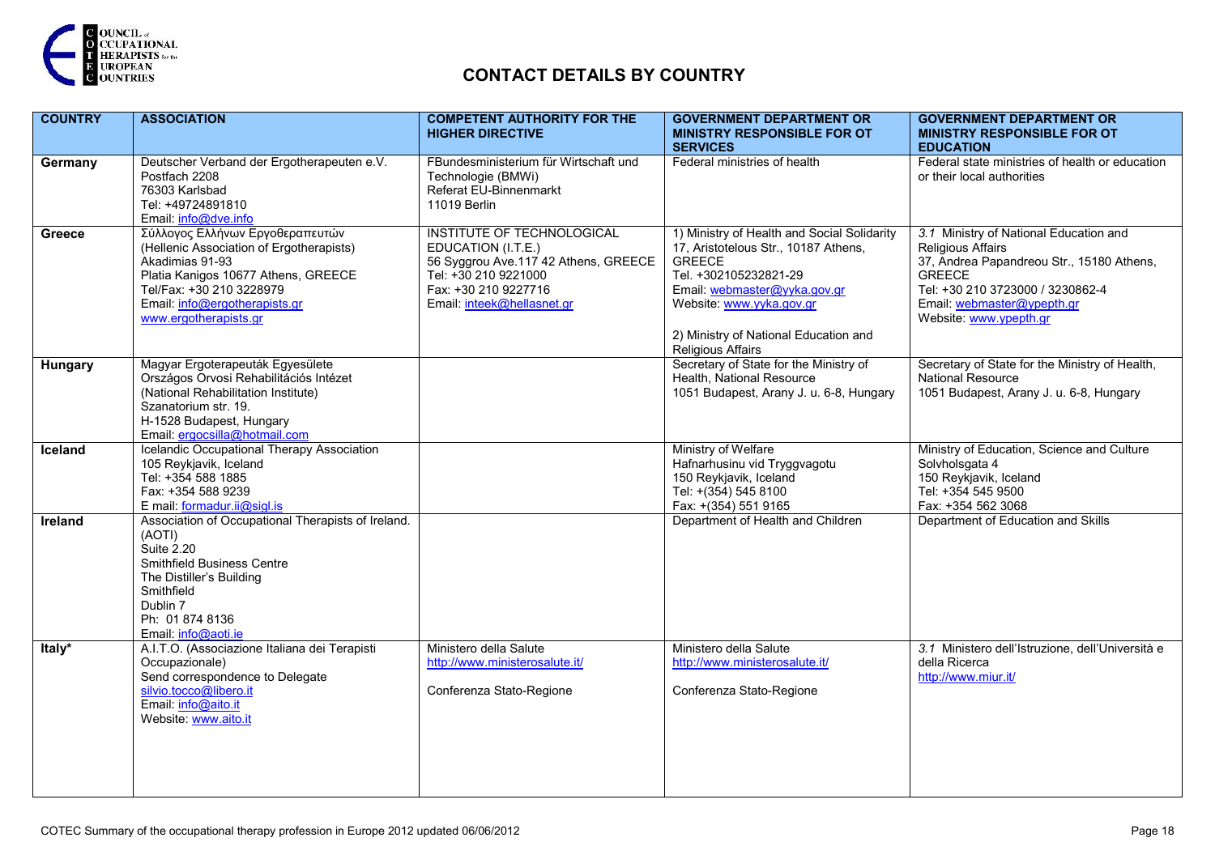# CONTACT DETAILS BY COUNTRY

| COUNTRY | ASSOCIATION | COMPETENT AUTHORITY FOR THE HIGHER DIRECTIVE | GOVERNMENT DEPARTMENT OR MINISTRY RESPONSIBLE FOR OT SERVICES | GOVERNMENT DEPARTMENT OR MINISTRY RESPONSIBLE FOR OT EDUCATION |
|---|---|---|---|---|
| **Germany** | Deutscher Verband der Ergotherapeuten e.V.<br>Postfach 2208<br>76303 Karlsbad<br>Tel: +49724891810<br>Email: info@dve.info | FBundesministerium für Wirtschaft und Technologie (BMWi)<br>Referat EU-Binnenmarkt<br>11019 Berlin | Federal ministries of health | Federal state ministries of health or education or their local authorities |
| **Greece** | Σύλλογος Ελλήνων Εργοθεραπευτών<br>(Hellenic Association of Ergotherapists)<br>Akadimias 91-93<br>Platia Kanigos 10677 Athens, GREECE<br>Tel/Fax: +30 210 3228979<br>Email: info@ergotherapists.gr<br>www.ergotherapists.gr | INSTITUTE OF TECHNOLOGICAL EDUCATION (I.T.E.)<br>56 Syggrou Ave.117 42 Athens, GREECE<br>Tel: +30 210 9221000<br>Fax: +30 210 9227716<br>Email: inteek@hellasnet.gr | 1) Ministry of Health and Social Solidarity<br>17, Aristotelous Str., 10187 Athens, GREECE<br>Tel. +302105232821-29<br>Email: webmaster@yyka.gov.gr<br>Website: www.yyka.gov.gr<br><br>2) Ministry of National Education and Religious Affairs | *3.1* Ministry of National Education and Religious Affairs<br>37, Andrea Papandreou Str., 15180 Athens, GREECE<br>Tel: +30 210 3723000 / 3230862-4<br>Email: webmaster@ypepth.gr<br>Website: www.ypepth.gr |
| **Hungary** | Magyar Ergoterapeuták Egyesülete<br>Országos Orvosi Rehabilitációs Intézet<br>(National Rehabilitation Institute)<br>Szanatorium str. 19.<br>H-1528 Budapest, Hungary<br>Email: ergocsilla@hotmail.com | | Secretary of State for the Ministry of Health, National Resource<br>1051 Budapest, Arany J. u. 6-8, Hungary | Secretary of State for the Ministry of Health, National Resource<br>1051 Budapest, Arany J. u. 6-8, Hungary |
| **Iceland** | Icelandic Occupational Therapy Association<br>105 Reykjavik, Iceland<br>Tel: +354 588 1885<br>Fax: +354 588 9239<br>E mail: formadur.ii@sigl.is | | Ministry of Welfare<br>Hafnarhusinu vid Tryggvagotu<br>150 Reykjavik, Iceland<br>Tel: +(354) 545 8100<br>Fax: +(354) 551 9165 | Ministry of Education, Science and Culture<br>Solvholsgata 4<br>150 Reykjavik, Iceland<br>Tel: +354 545 9500<br>Fax: +354 562 3068 |
| **Ireland** | Association of Occupational Therapists of Ireland. (AOTI)<br>Suite 2.20<br>Smithfield Business Centre<br>The Distiller's Building<br>Smithfield<br>Dublin 7<br>Ph: 01 874 8136<br>Email: info@aoti.ie | | Department of Health and Children | Department of Education and Skills |
| **Italy*** | A.I.T.O. (Associazione Italiana dei Terapisti Occupazionale)<br>Send correspondence to Delegate<br>silvio.tocco@libero.it<br>Email: info@aito.it<br>Website: www.aito.it | Ministero della Salute<br>http://www.ministerosalute.it/<br><br>Conferenza Stato-Regione | Ministero della Salute<br>http://www.ministerosalute.it/<br><br>Conferenza Stato-Regione | *3.1* Ministero dell'Istruzione, dell'Università e della Ricerca<br>http://www.miur.it/ |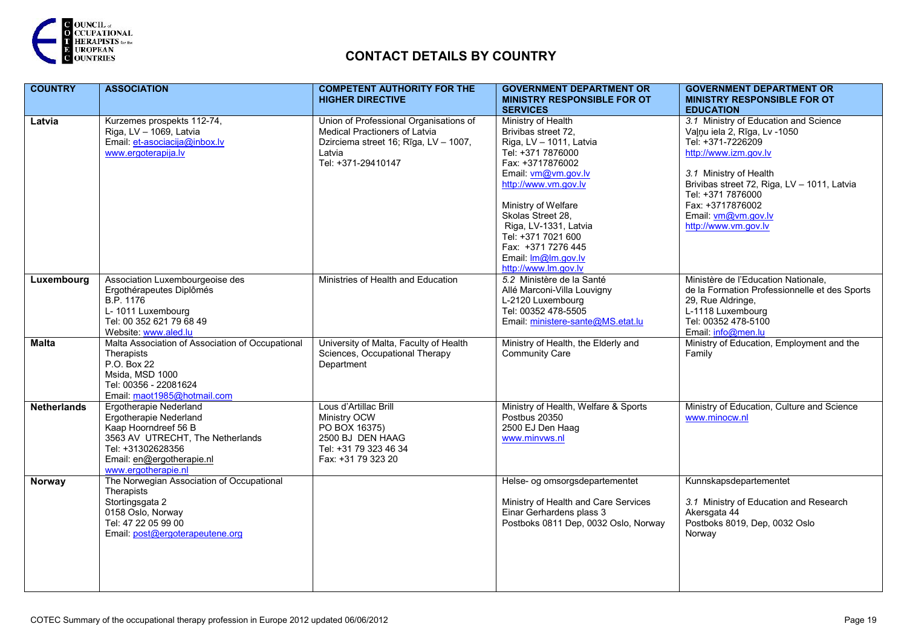# CONTACT DETAILS BY COUNTRY

| COUNTRY | ASSOCIATION | COMPETENT AUTHORITY FOR THE HIGHER DIRECTIVE | GOVERNMENT DEPARTMENT OR MINISTRY RESPONSIBLE FOR OT SERVICES | GOVERNMENT DEPARTMENT OR MINISTRY RESPONSIBLE FOR OT EDUCATION |
|---|---|---|---|---|
| **Latvia** | Kurzemes prospekts 112-74,<br>Riga, LV – 1069, Latvia<br>Email: et-asociacija@inbox.lv<br>www.ergoterapija.lv | Union of Professional Organisations of Medical Practioners of Latvia<br>Dzirciema street 16; Rīga, LV – 1007, Latvia<br>Tel: +371-29410147 | Ministry of Health<br>Brivibas street 72,<br>Riga, LV – 1011, Latvia<br>Tel: +371 7876000<br>Fax: +3717876002<br>Email: vm@vm.gov.lv<br>http://www.vm.gov.lv<br><br>Ministry of Welfare<br>Skolas Street 28,<br>Riga, LV-1331, Latvia<br>Tel: +371 7021 600<br>Fax: +371 7276 445<br>Email: lm@lm.gov.lv<br>http://www.lm.gov.lv | *3.1* Ministry of Education and Science<br>Vaļņu iela 2, Rīga, Lv -1050<br>Tel: +371-7226209<br>http://www.izm.gov.lv<br><br>*3.1* Ministry of Health<br>Brivibas street 72, Riga, LV – 1011, Latvia<br>Tel: +371 7876000<br>Fax: +3717876002<br>Email: vm@vm.gov.lv<br>http://www.vm.gov.lv |
| **Luxembourg** | Association Luxembourgeoise des Ergothérapeutes Diplômés<br>B.P. 1176<br>L- 1011 Luxembourg<br>Tel: 00 352 621 79 68 49<br>Website: www.aled.lu | Ministries of Health and Education | *5.2* Ministère de la Santé<br>Allé Marconi-Villa Louvigny<br>L-2120 Luxembourg<br>Tel: 00352 478-5505<br>Email: ministere-sante@MS.etat.lu | Ministère de l'Education Nationale,<br>de la Formation Professionnelle et des Sports<br>29, Rue Aldringe,<br>L-1118 Luxembourg<br>Tel: 00352 478-5100<br>Email: info@men.lu |
| **Malta** | Malta Association of Association of Occupational Therapists<br>P.O. Box 22<br>Msida, MSD 1000<br>Tel: 00356 - 22081624<br>Email: maot1985@hotmail.com | University of Malta, Faculty of Health Sciences, Occupational Therapy Department | Ministry of Health, the Elderly and Community Care | Ministry of Education, Employment and the Family |
| **Netherlands** | Ergotherapie Nederland<br>Ergotherapie Nederland<br>Kaap Hoorndreef 56 B<br>3563 AV UTRECHT, The Netherlands<br>Tel: +31302628356<br>Email: en@ergotherapie.nl<br>www.ergotherapie.nl | Lous d'Artillac Brill<br>Ministry OCW<br>PO BOX 16375)<br>2500 BJ DEN HAAG<br>Tel: +31 79 323 46 34<br>Fax: +31 79 323 20 | Ministry of Health, Welfare & Sports<br>Postbus 20350<br>2500 EJ Den Haag<br>www.minvws.nl | Ministry of Education, Culture and Science<br>www.minocw.nl |
| **Norway** | The Norwegian Association of Occupational Therapists<br>Stortingsgata 2<br>0158 Oslo, Norway<br>Tel: 47 22 05 99 00<br>Email: post@ergoterapeutene.org | | Helse- og omsorgsdepartementet<br><br>Ministry of Health and Care Services<br>Einar Gerhardens plass 3<br>Postboks 0811 Dep, 0032 Oslo, Norway | Kunnskapsdepartementet<br><br>*3.1* Ministry of Education and Research<br>Akersgata 44<br>Postboks 8019, Dep, 0032 Oslo<br>Norway |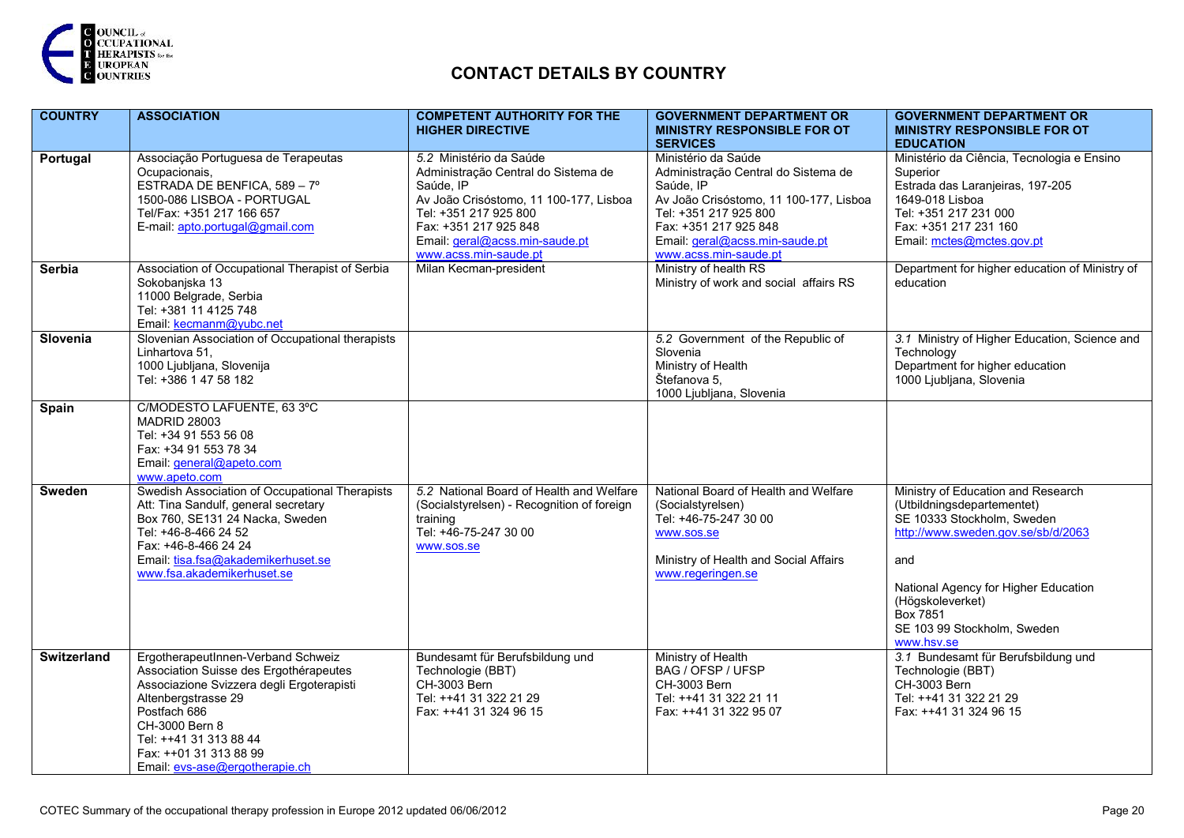# CONTACT DETAILS BY COUNTRY

| COUNTRY | ASSOCIATION | COMPETENT AUTHORITY FOR THE HIGHER DIRECTIVE | GOVERNMENT DEPARTMENT OR MINISTRY RESPONSIBLE FOR OT SERVICES | GOVERNMENT DEPARTMENT OR MINISTRY RESPONSIBLE FOR OT EDUCATION |
|---|---|---|---|---|
| **Portugal** | Associação Portuguesa de Terapeutas Ocupacionais,<br>ESTRADA DE BENFICA, 589 – 7º<br>1500-086 LISBOA - PORTUGAL<br>Tel/Fax: +351 217 166 657<br>E-mail: apto.portugal@gmail.com | *5.2* Ministério da Saúde<br>Administração Central do Sistema de Saúde, IP<br>Av João Crisóstomo, 11 100-177, Lisboa<br>Tel: +351 217 925 800<br>Fax: +351 217 925 848<br>Email: geral@acss.min-saude.pt<br>www.acss.min-saude.pt | Ministério da Saúde<br>Administração Central do Sistema de Saúde, IP<br>Av João Crisóstomo, 11 100-177, Lisboa<br>Tel: +351 217 925 800<br>Fax: +351 217 925 848<br>Email: geral@acss.min-saude.pt<br>www.acss.min-saude.pt | Ministério da Ciência, Tecnologia e Ensino Superior<br>Estrada das Laranjeiras, 197-205<br>1649-018 Lisboa<br>Tel: +351 217 231 000<br>Fax: +351 217 231 160<br>Email: mctes@mctes.gov.pt |
| **Serbia** | Association of Occupational Therapist of Serbia<br>Sokobanjska 13<br>11000 Belgrade, Serbia<br>Tel: +381 11 4125 748<br>Email: kecmanm@yubc.net | Milan Kecman-president | Ministry of health RS<br>Ministry of work and social affairs RS | Department for higher education of Ministry of education |
| **Slovenia** | Slovenian Association of Occupational therapists<br>Linhartova 51,<br>1000 Ljubljana, Slovenija<br>Tel: +386 1 47 58 182 | | *5.2* Government of the Republic of Slovenia<br>Ministry of Health<br>Štefanova 5,<br>1000 Ljubljana, Slovenia | *3.1* Ministry of Higher Education, Science and Technology<br>Department for higher education<br>1000 Ljubljana, Slovenia |
| **Spain** | C/MODESTO LAFUENTE, 63 3ºC<br>MADRID 28003<br>Tel: +34 91 553 56 08<br>Fax: +34 91 553 78 34<br>Email: general@apeto.com<br>www.apeto.com | | | |
| **Sweden** | Swedish Association of Occupational Therapists<br>Att: Tina Sandulf, general secretary<br>Box 760, SE131 24 Nacka, Sweden<br>Tel: +46-8-466 24 52<br>Fax: +46-8-466 24 24<br>Email: tisa.fsa@akademikerhuset.se<br>www.fsa.akademikerhuset.se | *5.2* National Board of Health and Welfare (Socialstyrelsen) - Recognition of foreign training<br>Tel: +46-75-247 30 00<br>www.sos.se | National Board of Health and Welfare (Socialstyrelsen)<br>Tel: +46-75-247 30 00<br>www.sos.se<br><br>Ministry of Health and Social Affairs<br>www.regeringen.se | Ministry of Education and Research (Utbildningsdepartementet)<br>SE 10333 Stockholm, Sweden<br>http://www.sweden.gov.se/sb/d/2063<br><br>and<br><br>National Agency for Higher Education (Högskoleverket)<br>Box 7851<br>SE 103 99 Stockholm, Sweden<br>www.hsv.se |
| **Switzerland** | ErgotherapeutInnen-Verband Schweiz<br>Association Suisse des Ergothérapeutes<br>Associazione Svizzera degli Ergoterapisti<br>Altenbergstrasse 29<br>Postfach 686<br>CH-3000 Bern 8<br>Tel: ++41 31 313 88 44<br>Fax: ++01 31 313 88 99<br>Email: evs-ase@ergotherapie.ch | Bundesamt für Berufsbildung und Technologie (BBT)<br>CH-3003 Bern<br>Tel: ++41 31 322 21 29<br>Fax: ++41 31 324 96 15 | Ministry of Health<br>BAG / OFSP / UFSP<br>CH-3003 Bern<br>Tel: ++41 31 322 21 11<br>Fax: ++41 31 322 95 07 | *3.1* Bundesamt für Berufsbildung und Technologie (BBT)<br>CH-3003 Bern<br>Tel: ++41 31 322 21 29<br>Fax: ++41 31 324 96 15 |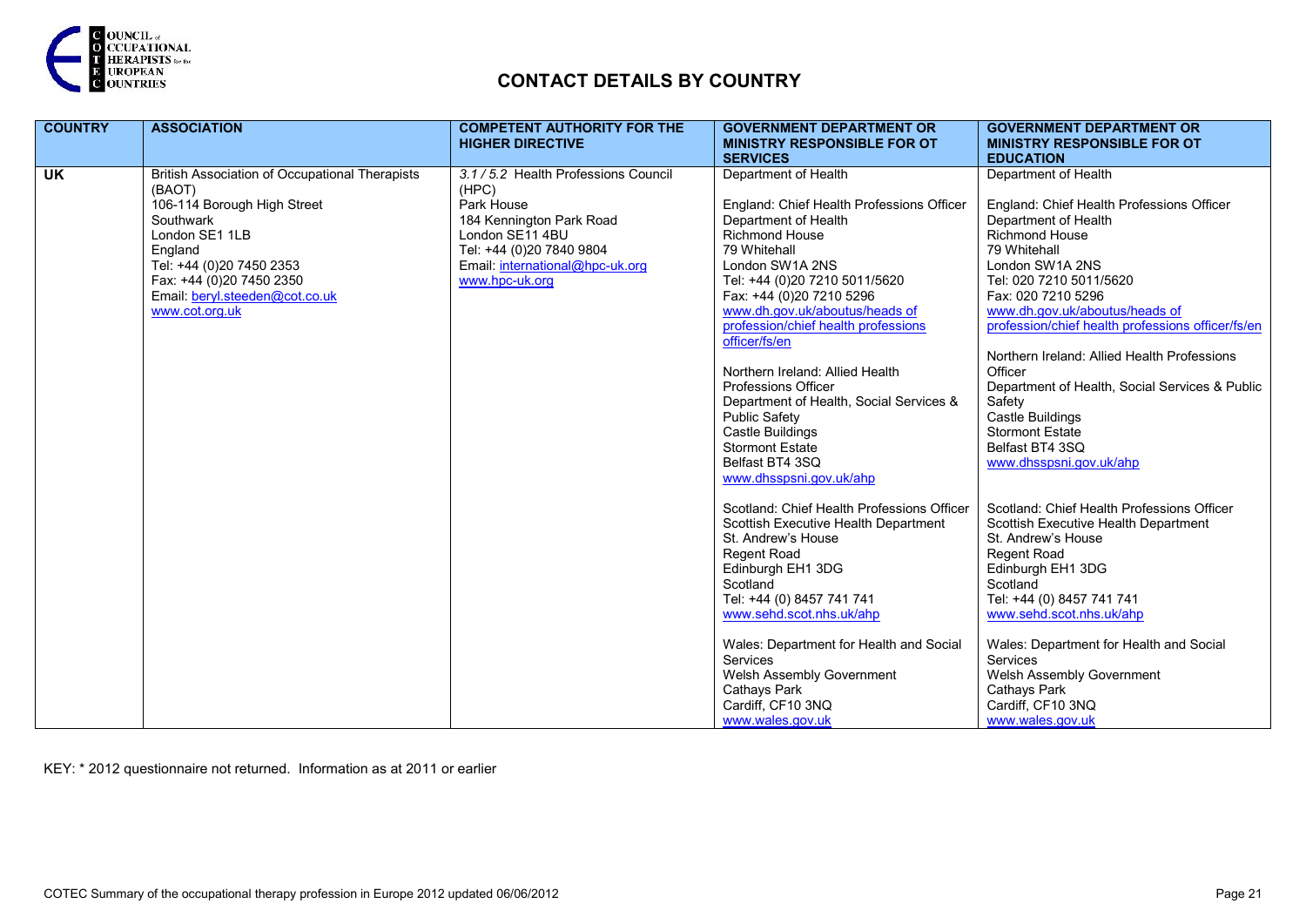# CONTACT DETAILS BY COUNTRY

| COUNTRY | ASSOCIATION | COMPETENT AUTHORITY FOR THE HIGHER DIRECTIVE | GOVERNMENT DEPARTMENT OR MINISTRY RESPONSIBLE FOR OT SERVICES | GOVERNMENT DEPARTMENT OR MINISTRY RESPONSIBLE FOR OT EDUCATION |
|---|---|---|---|---|
| **UK** | British Association of Occupational Therapists (BAOT)<br>106-114 Borough High Street<br>Southwark<br>London SE1 1LB<br>England<br>Tel: +44 (0)20 7450 2353<br>Fax: +44 (0)20 7450 2350<br>Email: beryl.steeden@cot.co.uk<br>www.cot.org.uk | *3.1 / 5.2* Health Professions Council (HPC)<br>Park House<br>184 Kennington Park Road<br>London SE11 4BU<br>Tel: +44 (0)20 7840 9804<br>Email: international@hpc-uk.org<br>www.hpc-uk.org | Department of Health<br><br>England: Chief Health Professions Officer<br>Department of Health<br>Richmond House<br>79 Whitehall<br>London SW1A 2NS<br>Tel: +44 (0)20 7210 5011/5620<br>Fax: +44 (0)20 7210 5296<br>www.dh.gov.uk/aboutus/heads of profession/chief health professions officer/fs/en<br><br>Northern Ireland: Allied Health Professions Officer<br>Department of Health, Social Services & Public Safety<br>Castle Buildings<br>Stormont Estate<br>Belfast BT4 3SQ<br>www.dhsspsni.gov.uk/ahp<br><br>Scotland: Chief Health Professions Officer<br>Scottish Executive Health Department<br>St. Andrew's House<br>Regent Road<br>Edinburgh EH1 3DG<br>Scotland<br>Tel: +44 (0) 8457 741 741<br>www.sehd.scot.nhs.uk/ahp<br><br>Wales: Department for Health and Social Services<br>Welsh Assembly Government<br>Cathays Park<br>Cardiff, CF10 3NQ<br>www.wales.gov.uk | Department of Health<br><br>England: Chief Health Professions Officer<br>Department of Health<br>Richmond House<br>79 Whitehall<br>London SW1A 2NS<br>Tel: 020 7210 5011/5620<br>Fax: 020 7210 5296<br>www.dh.gov.uk/aboutus/heads of profession/chief health professions officer/fs/en<br><br>Northern Ireland: Allied Health Professions Officer<br>Department of Health, Social Services & Public Safety<br>Castle Buildings<br>Stormont Estate<br>Belfast BT4 3SQ<br>www.dhsspsni.gov.uk/ahp<br><br>Scotland: Chief Health Professions Officer<br>Scottish Executive Health Department<br>St. Andrew's House<br>Regent Road<br>Edinburgh EH1 3DG<br>Scotland<br>Tel: +44 (0) 8457 741 741<br>www.sehd.scot.nhs.uk/ahp<br><br>Wales: Department for Health and Social Services<br>Welsh Assembly Government<br>Cathays Park<br>Cardiff, CF10 3NQ<br>www.wales.gov.uk |

KEY: * 2012 questionnaire not returned. Information as at 2011 or earlier